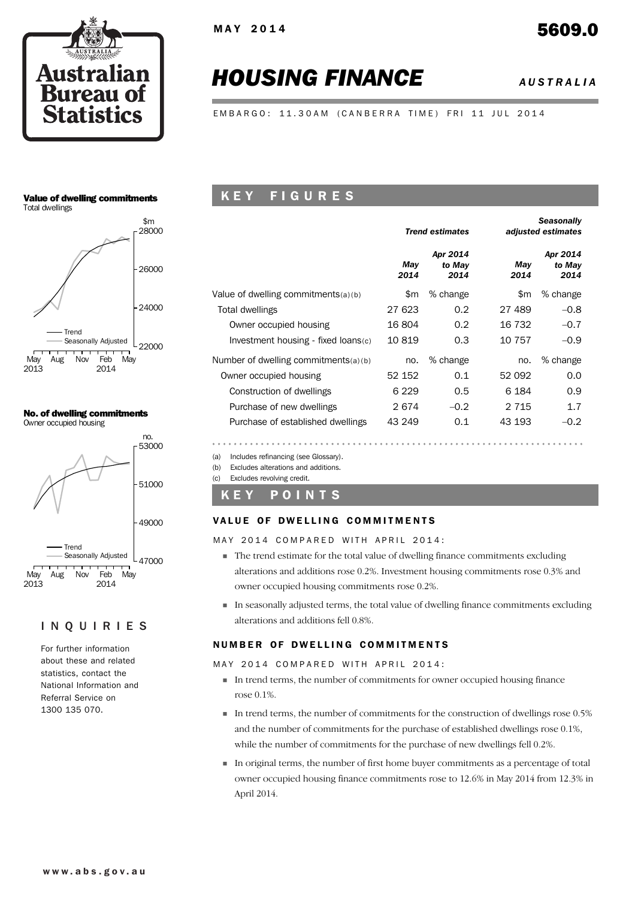MAY 2014

5609.0

# HOUSING FINANCE

*AUSTRALIA*

EMBARGO: 11.30AM (CANBERRA TIME) FRI 11 JUL 2014

## KEY FIGURES

| | Trend estimates | | Seasonally adjusted estimates | |
|---|---|---|---|---|
| | *May 2014* | *Apr 2014 to May 2014* | *May 2014* | *Apr 2014 to May 2014* |
| Value of dwelling commitments(a)(b) | $m | % change | $m | % change |
| Total dwellings | 27 623 | 0.2 | 27 489 | –0.8 |
| Owner occupied housing | 16 804 | 0.2 | 16 732 | –0.7 |
| Investment housing - fixed loans(c) | 10 819 | 0.3 | 10 757 | –0.9 |
| Number of dwelling commitments(a)(b) | no. | % change | no. | % change |
| Owner occupied housing | 52 152 | 0.1 | 52 092 | 0.0 |
| Construction of dwellings | 6 229 | 0.5 | 6 184 | 0.9 |
| Purchase of new dwellings | 2 674 | –0.2 | 2 715 | 1.7 |
| Purchase of established dwellings | 43 249 | 0.1 | 43 193 | –0.2 |

(a) Includes refinancing (see Glossary).
(b) Excludes alterations and additions.
(c) Excludes revolving credit.

## KEY POINTS

### VALUE OF DWELLING COMMITMENTS

MAY 2014 COMPARED WITH APRIL 2014:

- The trend estimate for the total value of dwelling finance commitments excluding alterations and additions rose 0.2%. Investment housing commitments rose 0.3% and owner occupied housing commitments rose 0.2%.
- In seasonally adjusted terms, the total value of dwelling finance commitments excluding alterations and additions fell 0.8%.

### NUMBER OF DWELLING COMMITMENTS

MAY 2014 COMPARED WITH APRIL 2014:

- In trend terms, the number of commitments for owner occupied housing finance rose 0.1%.
- In trend terms, the number of commitments for the construction of dwellings rose 0.5% and the number of commitments for the purchase of established dwellings rose 0.1%, while the number of commitments for the purchase of new dwellings fell 0.2%.
- In original terms, the number of first home buyer commitments as a percentage of total owner occupied housing finance commitments rose to 12.6% in May 2014 from 12.3% in April 2014.

**Value of dwelling commitments**
Total dwellings

**No. of dwelling commitments**
Owner occupied housing

## INQUIRIES

For further information about these and related statistics, contact the National Information and Referral Service on 1300 135 070.

www.abs.gov.au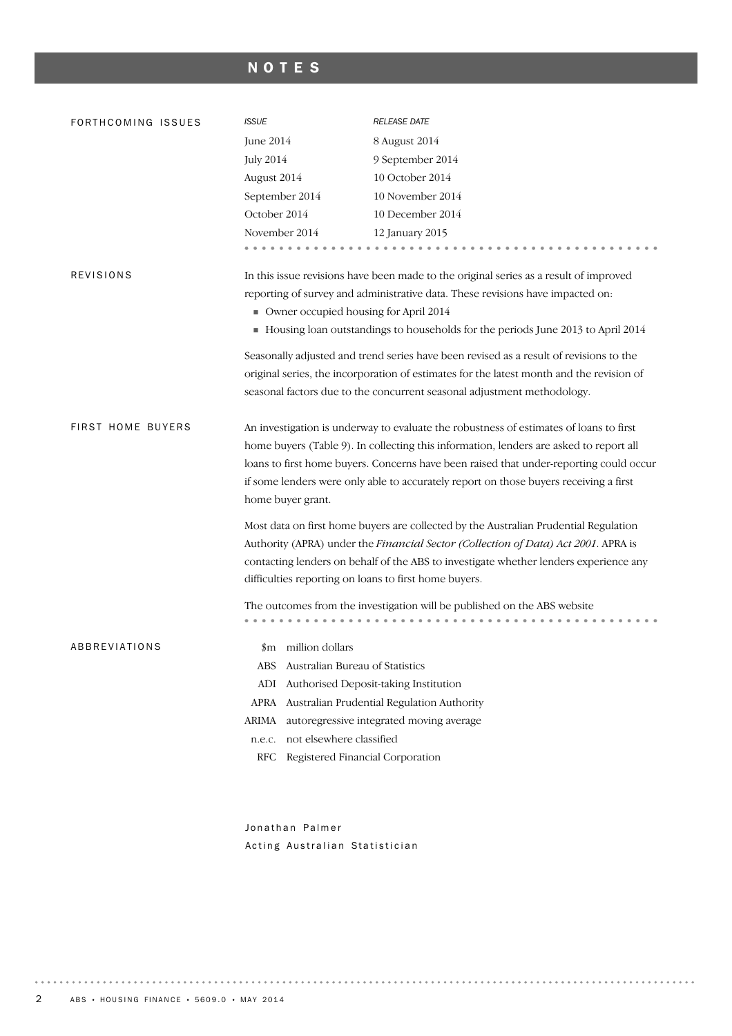# NOTES

## FORTHCOMING ISSUES

| ISSUE | RELEASE DATE |
|---|---|
| June 2014 | 8 August 2014 |
| July 2014 | 9 September 2014 |
| August 2014 | 10 October 2014 |
| September 2014 | 10 November 2014 |
| October 2014 | 10 December 2014 |
| November 2014 | 12 January 2015 |

## REVISIONS

In this issue revisions have been made to the original series as a result of improved reporting of survey and administrative data. These revisions have impacted on:

- Owner occupied housing for April 2014
- Housing loan outstandings to households for the periods June 2013 to April 2014

Seasonally adjusted and trend series have been revised as a result of revisions to the original series, the incorporation of estimates for the latest month and the revision of seasonal factors due to the concurrent seasonal adjustment methodology.

## FIRST HOME BUYERS

An investigation is underway to evaluate the robustness of estimates of loans to first home buyers (Table 9). In collecting this information, lenders are asked to report all loans to first home buyers. Concerns have been raised that under-reporting could occur if some lenders were only able to accurately report on those buyers receiving a first home buyer grant.

Most data on first home buyers are collected by the Australian Prudential Regulation Authority (APRA) under the *Financial Sector (Collection of Data) Act 2001*. APRA is contacting lenders on behalf of the ABS to investigate whether lenders experience any difficulties reporting on loans to first home buyers.

The outcomes from the investigation will be published on the ABS website

## ABBREVIATIONS

| | |
|---|---|
| $m | million dollars |
| ABS | Australian Bureau of Statistics |
| ADI | Authorised Deposit-taking Institution |
| APRA | Australian Prudential Regulation Authority |
| ARIMA | autoregressive integrated moving average |
| n.e.c. | not elsewhere classified |
| RFC | Registered Financial Corporation |

Jonathan Palmer
Acting Australian Statistician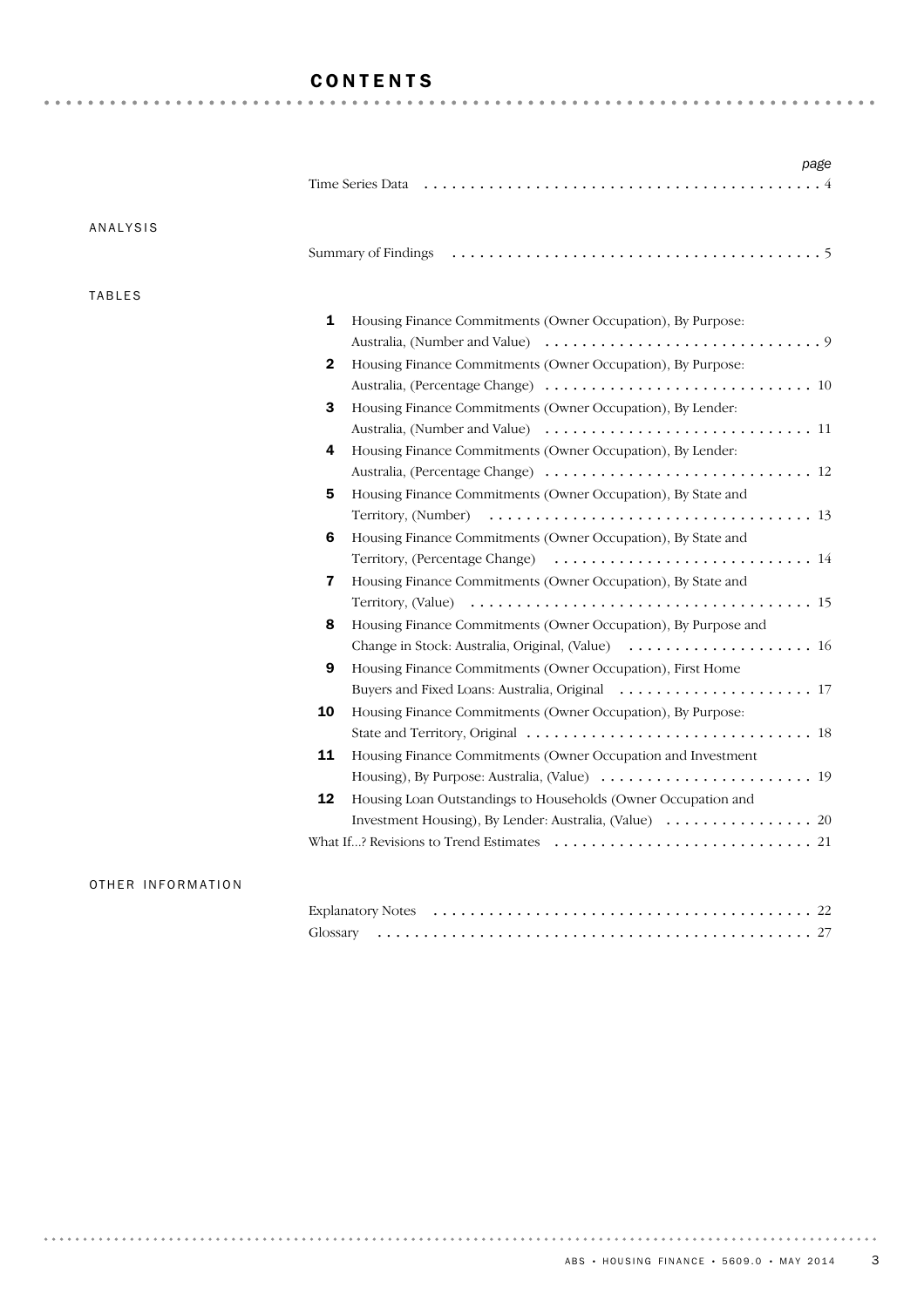# CONTENTS

| | | page |
|---|---|---|
| | Time Series Data | 4 |
| **ANALYSIS** | | |
| | Summary of Findings | 5 |
| **TABLES** | | |
| 1 | Housing Finance Commitments (Owner Occupation), By Purpose: Australia, (Number and Value) | 9 |
| 2 | Housing Finance Commitments (Owner Occupation), By Purpose: Australia, (Percentage Change) | 10 |
| 3 | Housing Finance Commitments (Owner Occupation), By Lender: Australia, (Number and Value) | 11 |
| 4 | Housing Finance Commitments (Owner Occupation), By Lender: Australia, (Percentage Change) | 12 |
| 5 | Housing Finance Commitments (Owner Occupation), By State and Territory, (Number) | 13 |
| 6 | Housing Finance Commitments (Owner Occupation), By State and Territory, (Percentage Change) | 14 |
| 7 | Housing Finance Commitments (Owner Occupation), By State and Territory, (Value) | 15 |
| 8 | Housing Finance Commitments (Owner Occupation), By Purpose and Change in Stock: Australia, Original, (Value) | 16 |
| 9 | Housing Finance Commitments (Owner Occupation), First Home Buyers and Fixed Loans: Australia, Original | 17 |
| 10 | Housing Finance Commitments (Owner Occupation), By Purpose: State and Territory, Original | 18 |
| 11 | Housing Finance Commitments (Owner Occupation and Investment Housing), By Purpose: Australia, (Value) | 19 |
| 12 | Housing Loan Outstandings to Households (Owner Occupation and Investment Housing), By Lender: Australia, (Value) | 20 |
| | What If...? Revisions to Trend Estimates | 21 |
| **OTHER INFORMATION** | | |
| | Explanatory Notes | 22 |
| | Glossary | 27 |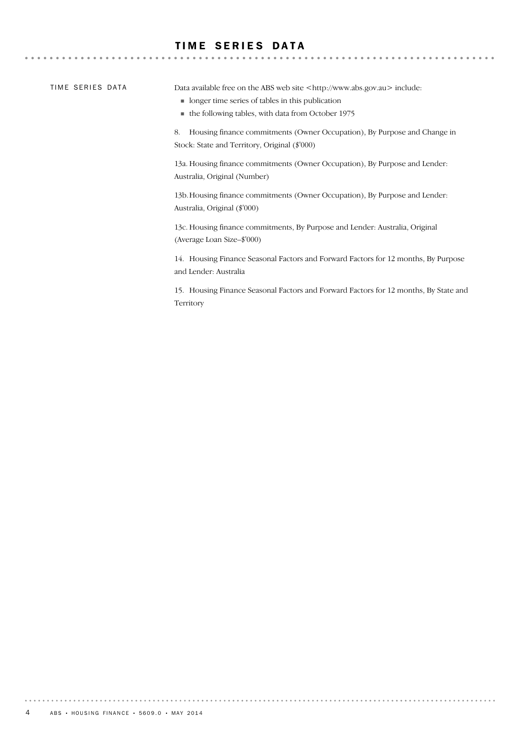# TIME SERIES DATA

## TIME SERIES DATA

Data available free on the ABS web site <http://www.abs.gov.au> include:

- longer time series of tables in this publication
- the following tables, with data from October 1975

8. Housing finance commitments (Owner Occupation), By Purpose and Change in Stock: State and Territory, Original ($'000)

13a. Housing finance commitments (Owner Occupation), By Purpose and Lender: Australia, Original (Number)

13b. Housing finance commitments (Owner Occupation), By Purpose and Lender: Australia, Original ($'000)

13c. Housing finance commitments, By Purpose and Lender: Australia, Original (Average Loan Size–$'000)

14. Housing Finance Seasonal Factors and Forward Factors for 12 months, By Purpose and Lender: Australia

15. Housing Finance Seasonal Factors and Forward Factors for 12 months, By State and Territory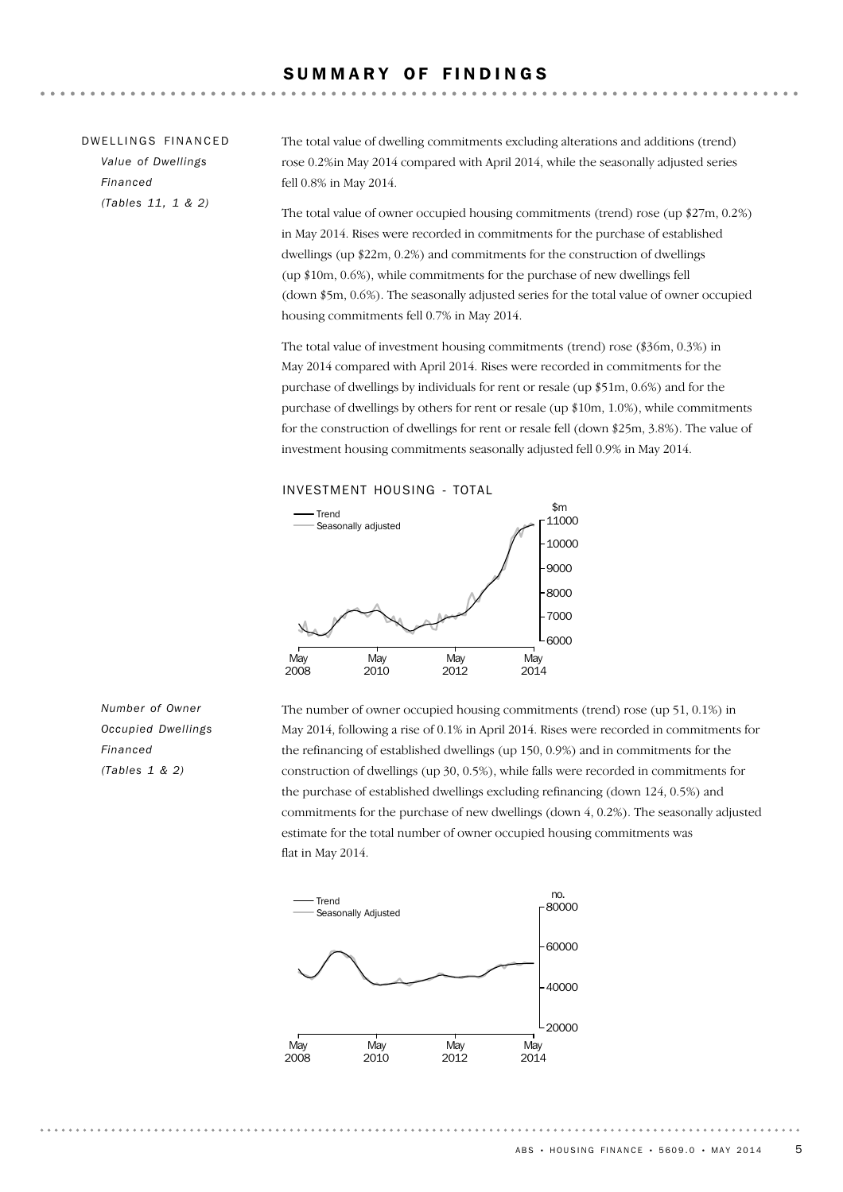# SUMMARY OF FINDINGS

## DWELLINGS FINANCED

*Value of Dwellings Financed (Tables 11, 1 & 2)*

The total value of dwelling commitments excluding alterations and additions (trend) rose 0.2%in May 2014 compared with April 2014, while the seasonally adjusted series fell 0.8% in May 2014.

The total value of owner occupied housing commitments (trend) rose (up $27m, 0.2%) in May 2014. Rises were recorded in commitments for the purchase of established dwellings (up $22m, 0.2%) and commitments for the construction of dwellings (up $10m, 0.6%), while commitments for the purchase of new dwellings fell (down $5m, 0.6%). The seasonally adjusted series for the total value of owner occupied housing commitments fell 0.7% in May 2014.

The total value of investment housing commitments (trend) rose ($36m, 0.3%) in May 2014 compared with April 2014. Rises were recorded in commitments for the purchase of dwellings by individuals for rent or resale (up $51m, 0.6%) and for the purchase of dwellings by others for rent or resale (up $10m, 1.0%), while commitments for the construction of dwellings for rent or resale fell (down $25m, 3.8%). The value of investment housing commitments seasonally adjusted fell 0.9% in May 2014.

INVESTMENT HOUSING - TOTAL

*Number of Owner Occupied Dwellings Financed (Tables 1 & 2)*

The number of owner occupied housing commitments (trend) rose (up 51, 0.1%) in May 2014, following a rise of 0.1% in April 2014. Rises were recorded in commitments for the refinancing of established dwellings (up 150, 0.9%) and in commitments for the construction of dwellings (up 30, 0.5%), while falls were recorded in commitments for the purchase of established dwellings excluding refinancing (down 124, 0.5%) and commitments for the purchase of new dwellings (down 4, 0.2%). The seasonally adjusted estimate for the total number of owner occupied housing commitments was flat in May 2014.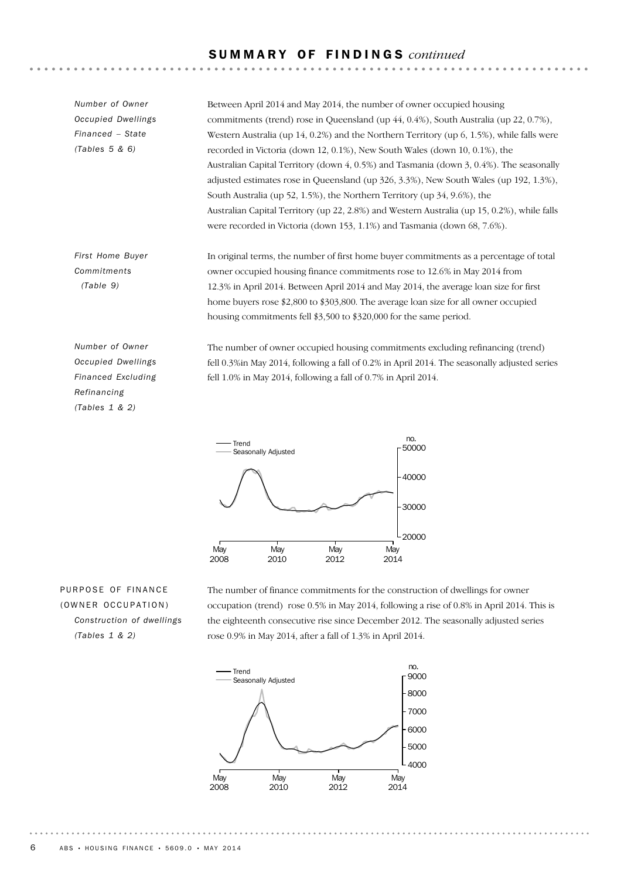## SUMMARY OF FINDINGS *continued*

*Number of Owner Occupied Dwellings Financed – State (Tables 5 & 6)*

Between April 2014 and May 2014, the number of owner occupied housing commitments (trend) rose in Queensland (up 44, 0.4%), South Australia (up 22, 0.7%), Western Australia (up 14, 0.2%) and the Northern Territory (up 6, 1.5%), while falls were recorded in Victoria (down 12, 0.1%), New South Wales (down 10, 0.1%), the Australian Capital Territory (down 4, 0.5%) and Tasmania (down 3, 0.4%). The seasonally adjusted estimates rose in Queensland (up 326, 3.3%), New South Wales (up 192, 1.3%), South Australia (up 52, 1.5%), the Northern Territory (up 34, 9.6%), the Australian Capital Territory (up 22, 2.8%) and Western Australia (up 15, 0.2%), while falls were recorded in Victoria (down 153, 1.1%) and Tasmania (down 68, 7.6%).

*First Home Buyer Commitments (Table 9)*

In original terms, the number of first home buyer commitments as a percentage of total owner occupied housing finance commitments rose to 12.6% in May 2014 from 12.3% in April 2014. Between April 2014 and May 2014, the average loan size for first home buyers rose $2,800 to $303,800. The average loan size for all owner occupied housing commitments fell $3,500 to $320,000 for the same period.

*Number of Owner Occupied Dwellings Financed Excluding Refinancing (Tables 1 & 2)*

The number of owner occupied housing commitments excluding refinancing (trend) fell 0.3%in May 2014, following a fall of 0.2% in April 2014. The seasonally adjusted series fell 1.0% in May 2014, following a fall of 0.7% in April 2014.

### PURPOSE OF FINANCE (OWNER OCCUPATION)

*Construction of dwellings (Tables 1 & 2)*

The number of finance commitments for the construction of dwellings for owner occupation (trend) rose 0.5% in May 2014, following a rise of 0.8% in April 2014. This is the eighteenth consecutive rise since December 2012. The seasonally adjusted series rose 0.9% in May 2014, after a fall of 1.3% in April 2014.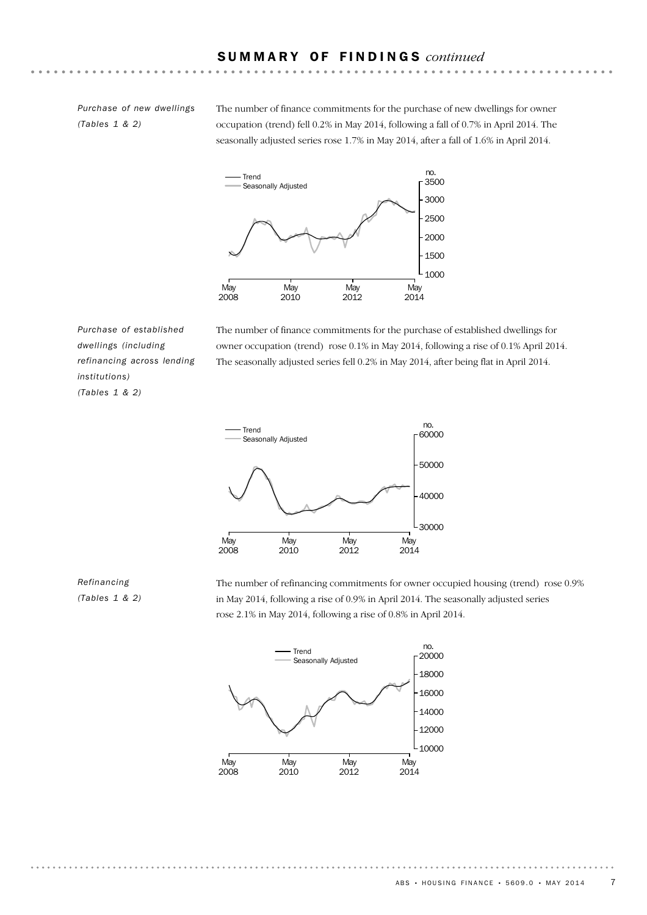## SUMMARY OF FINDINGS *continued*

*Purchase of new dwellings (Tables 1 & 2)*

The number of finance commitments for the purchase of new dwellings for owner occupation (trend) fell 0.2% in May 2014, following a fall of 0.7% in April 2014. The seasonally adjusted series rose 1.7% in May 2014, after a fall of 1.6% in April 2014.

*Purchase of established dwellings (including refinancing across lending institutions) (Tables 1 & 2)*

The number of finance commitments for the purchase of established dwellings for owner occupation (trend) rose 0.1% in May 2014, following a rise of 0.1% April 2014. The seasonally adjusted series fell 0.2% in May 2014, after being flat in April 2014.

*Refinancing (Tables 1 & 2)*

The number of refinancing commitments for owner occupied housing (trend) rose 0.9% in May 2014, following a rise of 0.9% in April 2014. The seasonally adjusted series rose 2.1% in May 2014, following a rise of 0.8% in April 2014.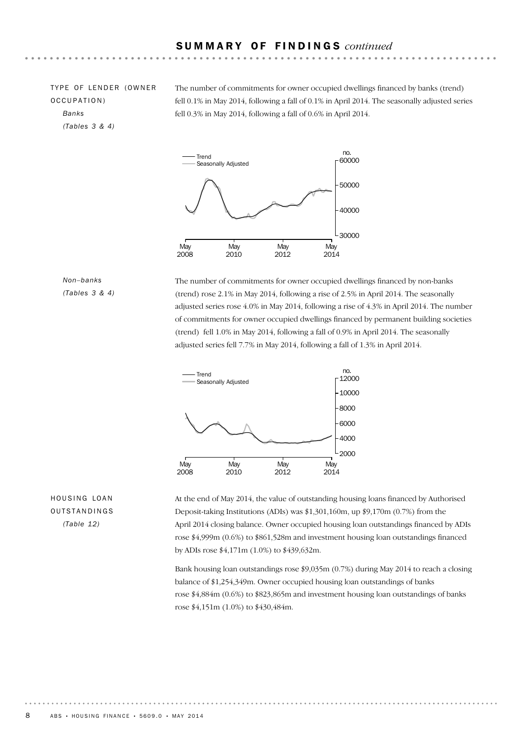## SUMMARY OF FINDINGS *continued*

### TYPE OF LENDER (OWNER OCCUPATION)

*Banks*
*(Tables 3 & 4)*

The number of commitments for owner occupied dwellings financed by banks (trend) fell 0.1% in May 2014, following a fall of 0.1% in April 2014. The seasonally adjusted series fell 0.3% in May 2014, following a fall of 0.6% in April 2014.

*Non–banks*
*(Tables 3 & 4)*

The number of commitments for owner occupied dwellings financed by non-banks (trend) rose 2.1% in May 2014, following a rise of 2.5% in April 2014. The seasonally adjusted series rose 4.0% in May 2014, following a rise of 4.3% in April 2014. The number of commitments for owner occupied dwellings financed by permanent building societies (trend) fell 1.0% in May 2014, following a fall of 0.9% in April 2014. The seasonally adjusted series fell 7.7% in May 2014, following a fall of 1.3% in April 2014.

### HOUSING LOAN OUTSTANDINGS

*(Table 12)*

At the end of May 2014, the value of outstanding housing loans financed by Authorised Deposit-taking Institutions (ADIs) was $1,301,160m, up $9,170m (0.7%) from the April 2014 closing balance. Owner occupied housing loan outstandings financed by ADIs rose $4,999m (0.6%) to $861,528m and investment housing loan outstandings financed by ADIs rose $4,171m (1.0%) to $439,632m.

Bank housing loan outstandings rose $9,035m (0.7%) during May 2014 to reach a closing balance of $1,254,349m. Owner occupied housing loan outstandings of banks rose $4,884m (0.6%) to $823,865m and investment housing loan outstandings of banks rose $4,151m (1.0%) to $430,484m.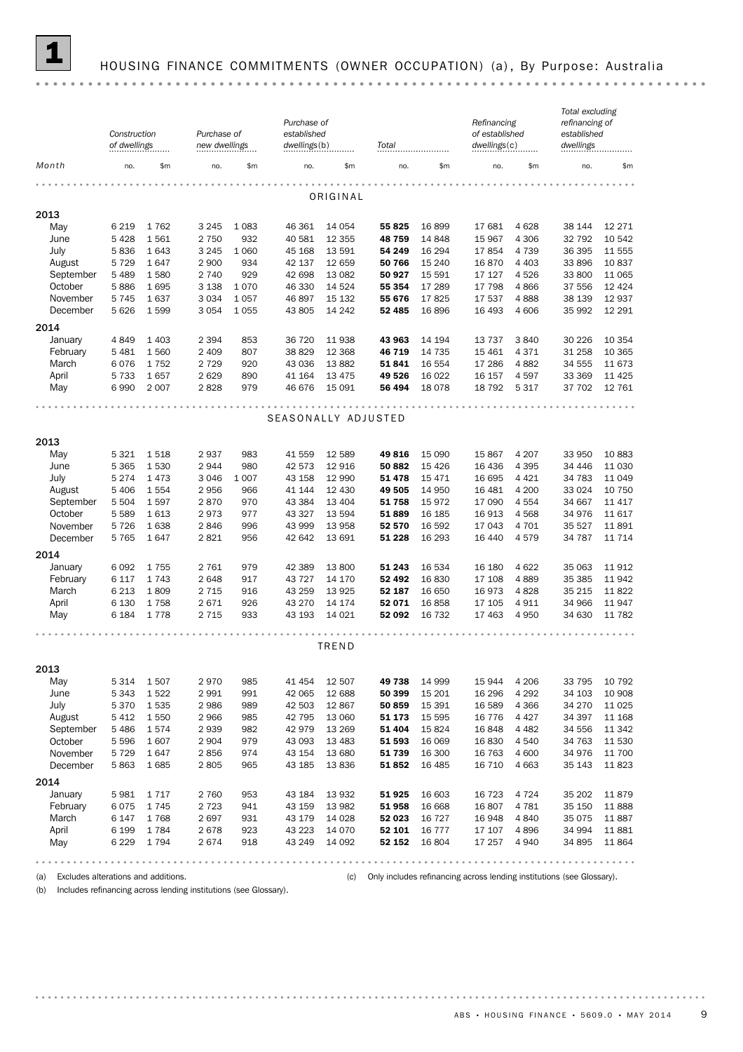# 1 HOUSING FINANCE COMMITMENTS (OWNER OCCUPATION) (a), By Purpose: Australia

| Month | Construction of dwellings | | Purchase of new dwellings | | Purchase of established dwellings(b) | | Total | | Refinancing of established dwellings(c) | | Total excluding refinancing of established dwellings | |
|---|---|---|---|---|---|---|---|---|---|---|---|---|
| | no. | $m | no. | $m | no. | $m | no. | $m | no. | $m | no. | $m |
| **ORIGINAL** | | | | | | | | | | | | |
| **2013** | | | | | | | | | | | | |
| May | 6 219 | 1 762 | 3 245 | 1 083 | 46 361 | 14 054 | **55 825** | 16 899 | 17 681 | 4 628 | 38 144 | 12 271 |
| June | 5 428 | 1 561 | 2 750 | 932 | 40 581 | 12 355 | **48 759** | 14 848 | 15 967 | 4 306 | 32 792 | 10 542 |
| July | 5 836 | 1 643 | 3 245 | 1 060 | 45 168 | 13 591 | **54 249** | 16 294 | 17 854 | 4 739 | 36 395 | 11 555 |
| August | 5 729 | 1 647 | 2 900 | 934 | 42 137 | 12 659 | **50 766** | 15 240 | 16 870 | 4 403 | 33 896 | 10 837 |
| September | 5 489 | 1 580 | 2 740 | 929 | 42 698 | 13 082 | **50 927** | 15 591 | 17 127 | 4 526 | 33 800 | 11 065 |
| October | 5 886 | 1 695 | 3 138 | 1 070 | 46 330 | 14 524 | **55 354** | 17 289 | 17 798 | 4 866 | 37 556 | 12 424 |
| November | 5 745 | 1 637 | 3 034 | 1 057 | 46 897 | 15 132 | **55 676** | 17 825 | 17 537 | 4 888 | 38 139 | 12 937 |
| December | 5 626 | 1 599 | 3 054 | 1 055 | 43 805 | 14 242 | **52 485** | 16 896 | 16 493 | 4 606 | 35 992 | 12 291 |
| **2014** | | | | | | | | | | | | |
| January | 4 849 | 1 403 | 2 394 | 853 | 36 720 | 11 938 | **43 963** | 14 194 | 13 737 | 3 840 | 30 226 | 10 354 |
| February | 5 481 | 1 560 | 2 409 | 807 | 38 829 | 12 368 | **46 719** | 14 735 | 15 461 | 4 371 | 31 258 | 10 365 |
| March | 6 076 | 1 752 | 2 729 | 920 | 43 036 | 13 882 | **51 841** | 16 554 | 17 286 | 4 882 | 34 555 | 11 673 |
| April | 5 733 | 1 657 | 2 629 | 890 | 41 164 | 13 475 | **49 526** | 16 022 | 16 157 | 4 597 | 33 369 | 11 425 |
| May | 6 990 | 2 007 | 2 828 | 979 | 46 676 | 15 091 | **56 494** | 18 078 | 18 792 | 5 317 | 37 702 | 12 761 |
| **SEASONALLY ADJUSTED** | | | | | | | | | | | | |
| **2013** | | | | | | | | | | | | |
| May | 5 321 | 1 518 | 2 937 | 983 | 41 559 | 12 589 | **49 816** | 15 090 | 15 867 | 4 207 | 33 950 | 10 883 |
| June | 5 365 | 1 530 | 2 944 | 980 | 42 573 | 12 916 | **50 882** | 15 426 | 16 436 | 4 395 | 34 446 | 11 030 |
| July | 5 274 | 1 473 | 3 046 | 1 007 | 43 158 | 12 990 | **51 478** | 15 471 | 16 695 | 4 421 | 34 783 | 11 049 |
| August | 5 406 | 1 554 | 2 956 | 966 | 41 144 | 12 430 | **49 505** | 14 950 | 16 481 | 4 200 | 33 024 | 10 750 |
| September | 5 504 | 1 597 | 2 870 | 970 | 43 384 | 13 404 | **51 758** | 15 972 | 17 090 | 4 554 | 34 667 | 11 417 |
| October | 5 589 | 1 613 | 2 973 | 977 | 43 327 | 13 594 | **51 889** | 16 185 | 16 913 | 4 568 | 34 976 | 11 617 |
| November | 5 726 | 1 638 | 2 846 | 996 | 43 999 | 13 958 | **52 570** | 16 592 | 17 043 | 4 701 | 35 527 | 11 891 |
| December | 5 765 | 1 647 | 2 821 | 956 | 42 642 | 13 691 | **51 228** | 16 293 | 16 440 | 4 579 | 34 787 | 11 714 |
| **2014** | | | | | | | | | | | | |
| January | 6 092 | 1 755 | 2 761 | 979 | 42 389 | 13 800 | **51 243** | 16 534 | 16 180 | 4 622 | 35 063 | 11 912 |
| February | 6 117 | 1 743 | 2 648 | 917 | 43 727 | 14 170 | **52 492** | 16 830 | 17 108 | 4 889 | 35 385 | 11 942 |
| March | 6 213 | 1 809 | 2 715 | 916 | 43 259 | 13 925 | **52 187** | 16 650 | 16 973 | 4 828 | 35 215 | 11 822 |
| April | 6 130 | 1 758 | 2 671 | 926 | 43 270 | 14 174 | **52 071** | 16 858 | 17 105 | 4 911 | 34 966 | 11 947 |
| May | 6 184 | 1 778 | 2 715 | 933 | 43 193 | 14 021 | **52 092** | 16 732 | 17 463 | 4 950 | 34 630 | 11 782 |
| **TREND** | | | | | | | | | | | | |
| **2013** | | | | | | | | | | | | |
| May | 5 314 | 1 507 | 2 970 | 985 | 41 454 | 12 507 | **49 738** | 14 999 | 15 944 | 4 206 | 33 795 | 10 792 |
| June | 5 343 | 1 522 | 2 991 | 991 | 42 065 | 12 688 | **50 399** | 15 201 | 16 296 | 4 292 | 34 103 | 10 908 |
| July | 5 370 | 1 535 | 2 986 | 989 | 42 503 | 12 867 | **50 859** | 15 391 | 16 589 | 4 366 | 34 270 | 11 025 |
| August | 5 412 | 1 550 | 2 966 | 985 | 42 795 | 13 060 | **51 173** | 15 595 | 16 776 | 4 427 | 34 397 | 11 168 |
| September | 5 486 | 1 574 | 2 939 | 982 | 42 979 | 13 269 | **51 404** | 15 824 | 16 848 | 4 482 | 34 556 | 11 342 |
| October | 5 596 | 1 607 | 2 904 | 979 | 43 093 | 13 483 | **51 593** | 16 069 | 16 830 | 4 540 | 34 763 | 11 530 |
| November | 5 729 | 1 647 | 2 856 | 974 | 43 154 | 13 680 | **51 739** | 16 300 | 16 763 | 4 600 | 34 976 | 11 700 |
| December | 5 863 | 1 685 | 2 805 | 965 | 43 185 | 13 836 | **51 852** | 16 485 | 16 710 | 4 663 | 35 143 | 11 823 |
| **2014** | | | | | | | | | | | | |
| January | 5 981 | 1 717 | 2 760 | 953 | 43 184 | 13 932 | **51 925** | 16 603 | 16 723 | 4 724 | 35 202 | 11 879 |
| February | 6 075 | 1 745 | 2 723 | 941 | 43 159 | 13 982 | **51 958** | 16 668 | 16 807 | 4 781 | 35 150 | 11 888 |
| March | 6 147 | 1 768 | 2 697 | 931 | 43 179 | 14 028 | **52 023** | 16 727 | 16 948 | 4 840 | 35 075 | 11 887 |
| April | 6 199 | 1 784 | 2 678 | 923 | 43 223 | 14 070 | **52 101** | 16 777 | 17 107 | 4 896 | 34 994 | 11 881 |
| May | 6 229 | 1 794 | 2 674 | 918 | 43 249 | 14 092 | **52 152** | 16 804 | 17 257 | 4 940 | 34 895 | 11 864 |

(a) Excludes alterations and additions.

(b) Includes refinancing across lending institutions (see Glossary).

(c) Only includes refinancing across lending institutions (see Glossary).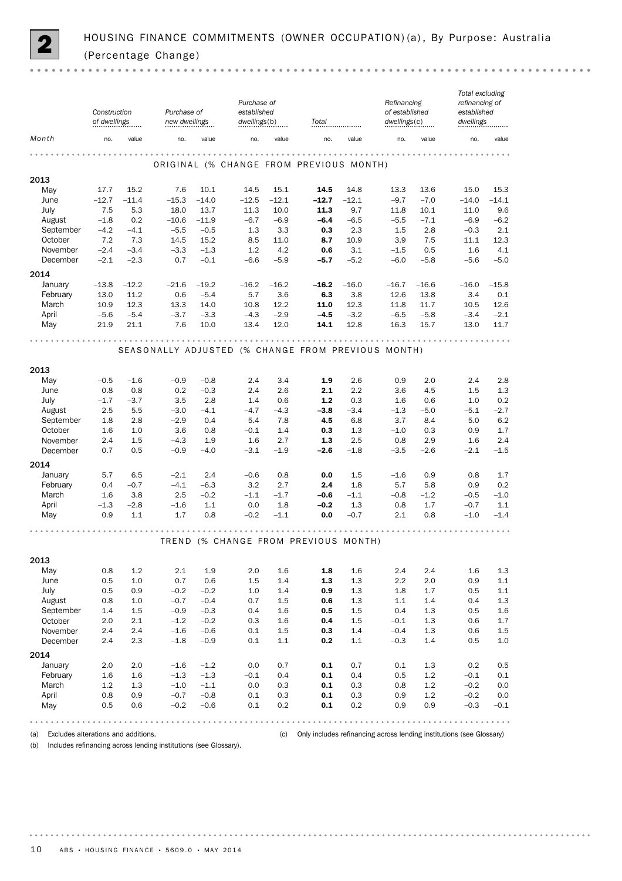## 2 HOUSING FINANCE COMMITMENTS (OWNER OCCUPATION)(a), By Purpose: Australia (Percentage Change)

| Month | Construction of dwellings | | Purchase of new dwellings | | Purchase of established dwellings(b) | | Total | | Refinancing of established dwellings(c) | | Total excluding refinancing of established dwellings | |
|---|---|---|---|---|---|---|---|---|---|---|---|---|
| | no. | value | no. | value | no. | value | no. | value | no. | value | no. | value |
| **ORIGINAL (% CHANGE FROM PREVIOUS MONTH)** | | | | | | | | | | | | |
| **2013** | | | | | | | | | | | | |
| May | 17.7 | 15.2 | 7.6 | 10.1 | 14.5 | 15.1 | **14.5** | 14.8 | 13.3 | 13.6 | 15.0 | 15.3 |
| June | –12.7 | –11.4 | –15.3 | –14.0 | –12.5 | –12.1 | **–12.7** | –12.1 | –9.7 | –7.0 | –14.0 | –14.1 |
| July | 7.5 | 5.3 | 18.0 | 13.7 | 11.3 | 10.0 | **11.3** | 9.7 | 11.8 | 10.1 | 11.0 | 9.6 |
| August | –1.8 | 0.2 | –10.6 | –11.9 | –6.7 | –6.9 | **–6.4** | –6.5 | –5.5 | –7.1 | –6.9 | –6.2 |
| September | –4.2 | –4.1 | –5.5 | –0.5 | 1.3 | 3.3 | **0.3** | 2.3 | 1.5 | 2.8 | –0.3 | 2.1 |
| October | 7.2 | 7.3 | 14.5 | 15.2 | 8.5 | 11.0 | **8.7** | 10.9 | 3.9 | 7.5 | 11.1 | 12.3 |
| November | –2.4 | –3.4 | –3.3 | –1.3 | 1.2 | 4.2 | **0.6** | 3.1 | –1.5 | 0.5 | 1.6 | 4.1 |
| December | –2.1 | –2.3 | 0.7 | –0.1 | –6.6 | –5.9 | **–5.7** | –5.2 | –6.0 | –5.8 | –5.6 | –5.0 |
| **2014** | | | | | | | | | | | | |
| January | –13.8 | –12.2 | –21.6 | –19.2 | –16.2 | –16.2 | **–16.2** | –16.0 | –16.7 | –16.6 | –16.0 | –15.8 |
| February | 13.0 | 11.2 | 0.6 | –5.4 | 5.7 | 3.6 | **6.3** | 3.8 | 12.6 | 13.8 | 3.4 | 0.1 |
| March | 10.9 | 12.3 | 13.3 | 14.0 | 10.8 | 12.2 | **11.0** | 12.3 | 11.8 | 11.7 | 10.5 | 12.6 |
| April | –5.6 | –5.4 | –3.7 | –3.3 | –4.3 | –2.9 | **–4.5** | –3.2 | –6.5 | –5.8 | –3.4 | –2.1 |
| May | 21.9 | 21.1 | 7.6 | 10.0 | 13.4 | 12.0 | **14.1** | 12.8 | 16.3 | 15.7 | 13.0 | 11.7 |
| **SEASONALLY ADJUSTED (% CHANGE FROM PREVIOUS MONTH)** | | | | | | | | | | | | |
| **2013** | | | | | | | | | | | | |
| May | –0.5 | –1.6 | –0.9 | –0.8 | 2.4 | 3.4 | **1.9** | 2.6 | 0.9 | 2.0 | 2.4 | 2.8 |
| June | 0.8 | 0.8 | 0.2 | –0.3 | 2.4 | 2.6 | **2.1** | 2.2 | 3.6 | 4.5 | 1.5 | 1.3 |
| July | –1.7 | –3.7 | 3.5 | 2.8 | 1.4 | 0.6 | **1.2** | 0.3 | 1.6 | 0.6 | 1.0 | 0.2 |
| August | 2.5 | 5.5 | –3.0 | –4.1 | –4.7 | –4.3 | **–3.8** | –3.4 | –1.3 | –5.0 | –5.1 | –2.7 |
| September | 1.8 | 2.8 | –2.9 | 0.4 | 5.4 | 7.8 | **4.5** | 6.8 | 3.7 | 8.4 | 5.0 | 6.2 |
| October | 1.6 | 1.0 | 3.6 | 0.8 | –0.1 | 1.4 | **0.3** | 1.3 | –1.0 | 0.3 | 0.9 | 1.7 |
| November | 2.4 | 1.5 | –4.3 | 1.9 | 1.6 | 2.7 | **1.3** | 2.5 | 0.8 | 2.9 | 1.6 | 2.4 |
| December | 0.7 | 0.5 | –0.9 | –4.0 | –3.1 | –1.9 | **–2.6** | –1.8 | –3.5 | –2.6 | –2.1 | –1.5 |
| **2014** | | | | | | | | | | | | |
| January | 5.7 | 6.5 | –2.1 | 2.4 | –0.6 | 0.8 | **0.0** | 1.5 | –1.6 | 0.9 | 0.8 | 1.7 |
| February | 0.4 | –0.7 | –4.1 | –6.3 | 3.2 | 2.7 | **2.4** | 1.8 | 5.7 | 5.8 | 0.9 | 0.2 |
| March | 1.6 | 3.8 | 2.5 | –0.2 | –1.1 | –1.7 | **–0.6** | –1.1 | –0.8 | –1.2 | –0.5 | –1.0 |
| April | –1.3 | –2.8 | –1.6 | 1.1 | 0.0 | 1.8 | **–0.2** | 1.3 | 0.8 | 1.7 | –0.7 | 1.1 |
| May | 0.9 | 1.1 | 1.7 | 0.8 | –0.2 | –1.1 | **0.0** | –0.7 | 2.1 | 0.8 | –1.0 | –1.4 |
| **TREND (% CHANGE FROM PREVIOUS MONTH)** | | | | | | | | | | | | |
| **2013** | | | | | | | | | | | | |
| May | 0.8 | 1.2 | 2.1 | 1.9 | 2.0 | 1.6 | **1.8** | 1.6 | 2.4 | 2.4 | 1.6 | 1.3 |
| June | 0.5 | 1.0 | 0.7 | 0.6 | 1.5 | 1.4 | **1.3** | 1.3 | 2.2 | 2.0 | 0.9 | 1.1 |
| July | 0.5 | 0.9 | –0.2 | –0.2 | 1.0 | 1.4 | **0.9** | 1.3 | 1.8 | 1.7 | 0.5 | 1.1 |
| August | 0.8 | 1.0 | –0.7 | –0.4 | 0.7 | 1.5 | **0.6** | 1.3 | 1.1 | 1.4 | 0.4 | 1.3 |
| September | 1.4 | 1.5 | –0.9 | –0.3 | 0.4 | 1.6 | **0.5** | 1.5 | 0.4 | 1.3 | 0.5 | 1.6 |
| October | 2.0 | 2.1 | –1.2 | –0.2 | 0.3 | 1.6 | **0.4** | 1.5 | –0.1 | 1.3 | 0.6 | 1.7 |
| November | 2.4 | 2.4 | –1.6 | –0.6 | 0.1 | 1.5 | **0.3** | 1.4 | –0.4 | 1.3 | 0.6 | 1.5 |
| December | 2.4 | 2.3 | –1.8 | –0.9 | 0.1 | 1.1 | **0.2** | 1.1 | –0.3 | 1.4 | 0.5 | 1.0 |
| **2014** | | | | | | | | | | | | |
| January | 2.0 | 2.0 | –1.6 | –1.2 | 0.0 | 0.7 | **0.1** | 0.7 | 0.1 | 1.3 | 0.2 | 0.5 |
| February | 1.6 | 1.6 | –1.3 | –1.3 | –0.1 | 0.4 | **0.1** | 0.4 | 0.5 | 1.2 | –0.1 | 0.1 |
| March | 1.2 | 1.3 | –1.0 | –1.1 | 0.0 | 0.3 | **0.1** | 0.3 | 0.8 | 1.2 | –0.2 | 0.0 |
| April | 0.8 | 0.9 | –0.7 | –0.8 | 0.1 | 0.3 | **0.1** | 0.3 | 0.9 | 1.2 | –0.2 | 0.0 |
| May | 0.5 | 0.6 | –0.2 | –0.6 | 0.1 | 0.2 | **0.1** | 0.2 | 0.9 | 0.9 | –0.3 | –0.1 |

(a) Excludes alterations and additions.
(b) Includes refinancing across lending institutions (see Glossary).
(c) Only includes refinancing across lending institutions (see Glossary)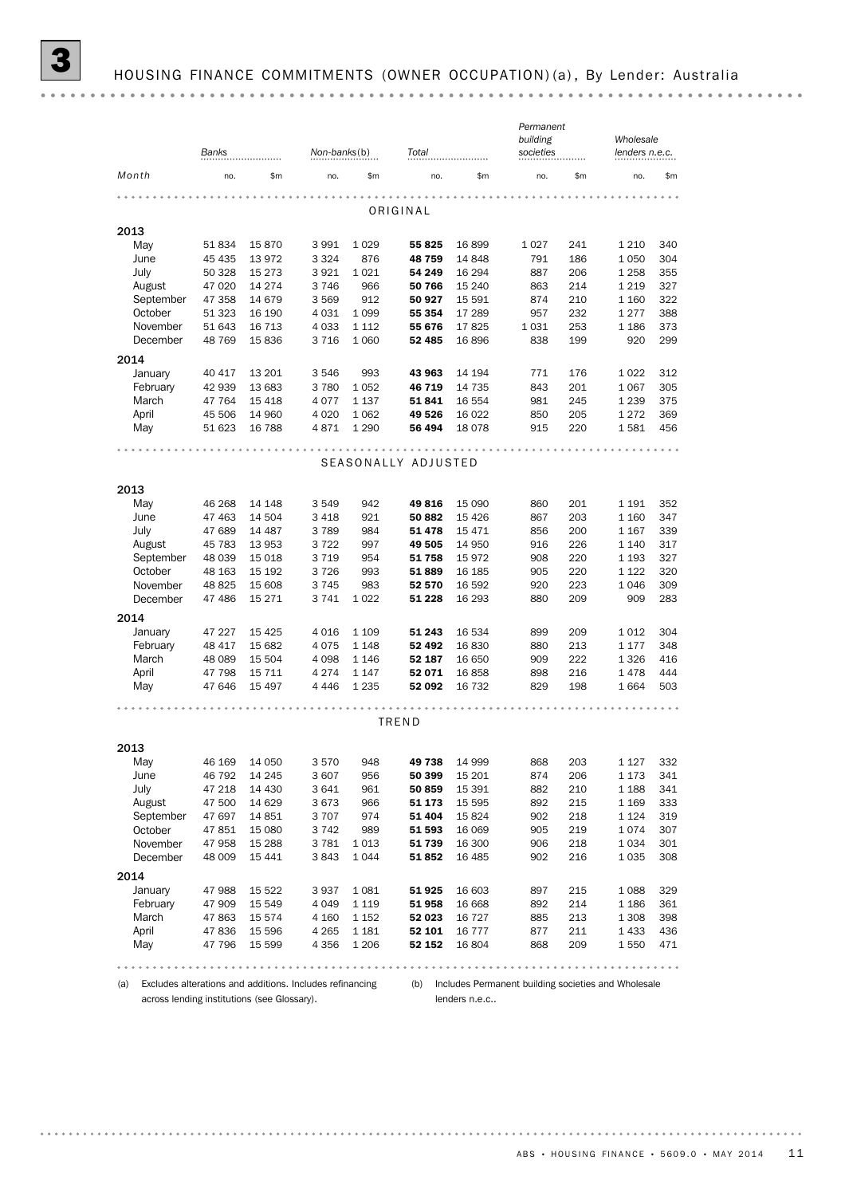# 3 HOUSING FINANCE COMMITMENTS (OWNER OCCUPATION)(a), By Lender: Australia

| Month | Banks | | Non-banks(b) | | Total | | Permanent building societies | | Wholesale lenders n.e.c. | |
|---|---|---|---|---|---|---|---|---|---|---|
| | no. | $m | no. | $m | no. | $m | no. | $m | no. | $m |
| **ORIGINAL** | | | | | | | | | | |
| **2013** | | | | | | | | | | |
| May | 51 834 | 15 870 | 3 991 | 1 029 | **55 825** | 16 899 | 1 027 | 241 | 1 210 | 340 |
| June | 45 435 | 13 972 | 3 324 | 876 | **48 759** | 14 848 | 791 | 186 | 1 050 | 304 |
| July | 50 328 | 15 273 | 3 921 | 1 021 | **54 249** | 16 294 | 887 | 206 | 1 258 | 355 |
| August | 47 020 | 14 274 | 3 746 | 966 | **50 766** | 15 240 | 863 | 214 | 1 219 | 327 |
| September | 47 358 | 14 679 | 3 569 | 912 | **50 927** | 15 591 | 874 | 210 | 1 160 | 322 |
| October | 51 323 | 16 190 | 4 031 | 1 099 | **55 354** | 17 289 | 957 | 232 | 1 277 | 388 |
| November | 51 643 | 16 713 | 4 033 | 1 112 | **55 676** | 17 825 | 1 031 | 253 | 1 186 | 373 |
| December | 48 769 | 15 836 | 3 716 | 1 060 | **52 485** | 16 896 | 838 | 199 | 920 | 299 |
| **2014** | | | | | | | | | | |
| January | 40 417 | 13 201 | 3 546 | 993 | **43 963** | 14 194 | 771 | 176 | 1 022 | 312 |
| February | 42 939 | 13 683 | 3 780 | 1 052 | **46 719** | 14 735 | 843 | 201 | 1 067 | 305 |
| March | 47 764 | 15 418 | 4 077 | 1 137 | **51 841** | 16 554 | 981 | 245 | 1 239 | 375 |
| April | 45 506 | 14 960 | 4 020 | 1 062 | **49 526** | 16 022 | 850 | 205 | 1 272 | 369 |
| May | 51 623 | 16 788 | 4 871 | 1 290 | **56 494** | 18 078 | 915 | 220 | 1 581 | 456 |
| **SEASONALLY ADJUSTED** | | | | | | | | | | |
| **2013** | | | | | | | | | | |
| May | 46 268 | 14 148 | 3 549 | 942 | **49 816** | 15 090 | 860 | 201 | 1 191 | 352 |
| June | 47 463 | 14 504 | 3 418 | 921 | **50 882** | 15 426 | 867 | 203 | 1 160 | 347 |
| July | 47 689 | 14 487 | 3 789 | 984 | **51 478** | 15 471 | 856 | 200 | 1 167 | 339 |
| August | 45 783 | 13 953 | 3 722 | 997 | **49 505** | 14 950 | 916 | 226 | 1 140 | 317 |
| September | 48 039 | 15 018 | 3 719 | 954 | **51 758** | 15 972 | 908 | 220 | 1 193 | 327 |
| October | 48 163 | 15 192 | 3 726 | 993 | **51 889** | 16 185 | 905 | 220 | 1 122 | 320 |
| November | 48 825 | 15 608 | 3 745 | 983 | **52 570** | 16 592 | 920 | 223 | 1 046 | 309 |
| December | 47 486 | 15 271 | 3 741 | 1 022 | **51 228** | 16 293 | 880 | 209 | 909 | 283 |
| **2014** | | | | | | | | | | |
| January | 47 227 | 15 425 | 4 016 | 1 109 | **51 243** | 16 534 | 899 | 209 | 1 012 | 304 |
| February | 48 417 | 15 682 | 4 075 | 1 148 | **52 492** | 16 830 | 880 | 213 | 1 177 | 348 |
| March | 48 089 | 15 504 | 4 098 | 1 146 | **52 187** | 16 650 | 909 | 222 | 1 326 | 416 |
| April | 47 798 | 15 711 | 4 274 | 1 147 | **52 071** | 16 858 | 898 | 216 | 1 478 | 444 |
| May | 47 646 | 15 497 | 4 446 | 1 235 | **52 092** | 16 732 | 829 | 198 | 1 664 | 503 |
| **TREND** | | | | | | | | | | |
| **2013** | | | | | | | | | | |
| May | 46 169 | 14 050 | 3 570 | 948 | **49 738** | 14 999 | 868 | 203 | 1 127 | 332 |
| June | 46 792 | 14 245 | 3 607 | 956 | **50 399** | 15 201 | 874 | 206 | 1 173 | 341 |
| July | 47 218 | 14 430 | 3 641 | 961 | **50 859** | 15 391 | 882 | 210 | 1 188 | 341 |
| August | 47 500 | 14 629 | 3 673 | 966 | **51 173** | 15 595 | 892 | 215 | 1 169 | 333 |
| September | 47 697 | 14 851 | 3 707 | 974 | **51 404** | 15 824 | 902 | 218 | 1 124 | 319 |
| October | 47 851 | 15 080 | 3 742 | 989 | **51 593** | 16 069 | 905 | 219 | 1 074 | 307 |
| November | 47 958 | 15 288 | 3 781 | 1 013 | **51 739** | 16 300 | 906 | 218 | 1 034 | 301 |
| December | 48 009 | 15 441 | 3 843 | 1 044 | **51 852** | 16 485 | 902 | 216 | 1 035 | 308 |
| **2014** | | | | | | | | | | |
| January | 47 988 | 15 522 | 3 937 | 1 081 | **51 925** | 16 603 | 897 | 215 | 1 088 | 329 |
| February | 47 909 | 15 549 | 4 049 | 1 119 | **51 958** | 16 668 | 892 | 214 | 1 186 | 361 |
| March | 47 863 | 15 574 | 4 160 | 1 152 | **52 023** | 16 727 | 885 | 213 | 1 308 | 398 |
| April | 47 836 | 15 596 | 4 265 | 1 181 | **52 101** | 16 777 | 877 | 211 | 1 433 | 436 |
| May | 47 796 | 15 599 | 4 356 | 1 206 | **52 152** | 16 804 | 868 | 209 | 1 550 | 471 |

(a) Excludes alterations and additions. Includes refinancing across lending institutions (see Glossary).

(b) Includes Permanent building societies and Wholesale lenders n.e.c..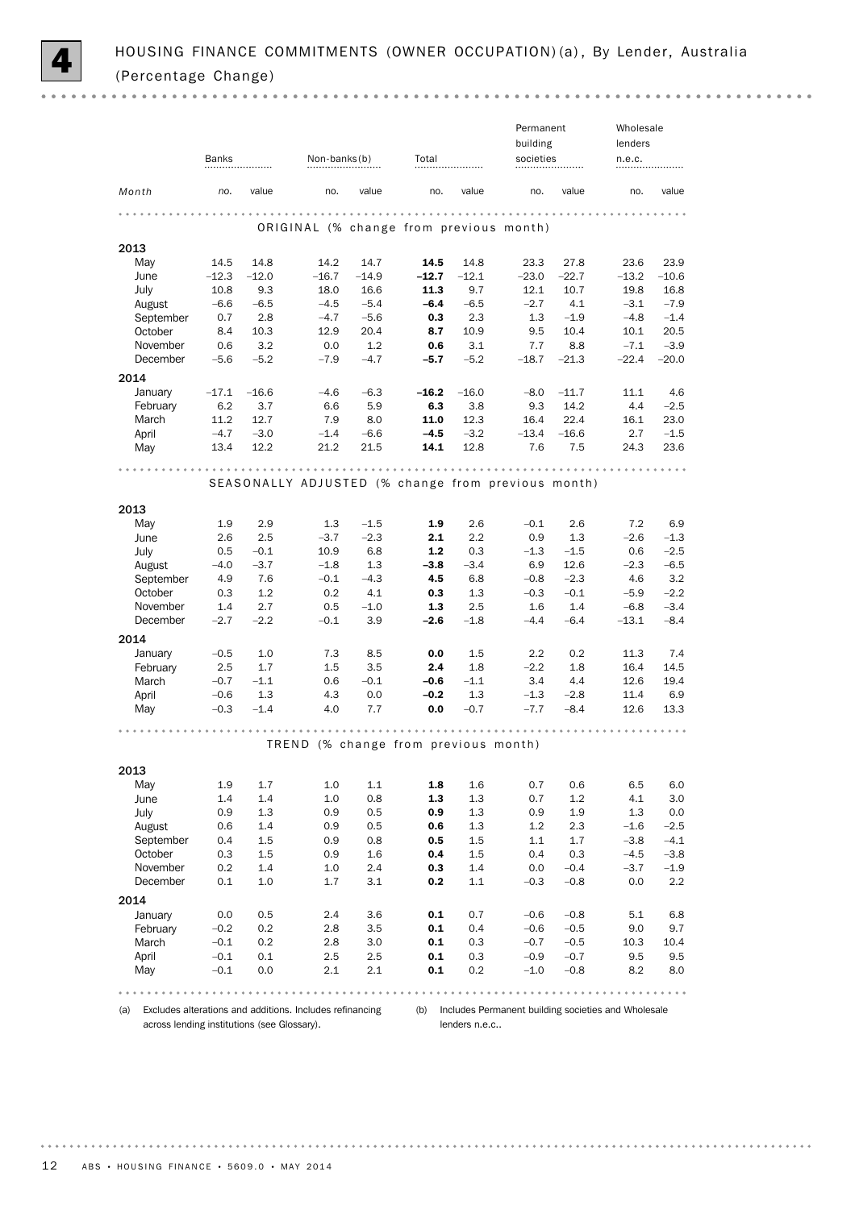# 4 HOUSING FINANCE COMMITMENTS (OWNER OCCUPATION)(a), By Lender, Australia (Percentage Change)

| Month | Banks | | Non-banks(b) | | Total | | Permanent building societies | | Wholesale lenders n.e.c. | |
|---|---|---|---|---|---|---|---|---|---|---|
| | no. | value | no. | value | no. | value | no. | value | no. | value |
| **ORIGINAL (% change from previous month)** | | | | | | | | | | |
| **2013** | | | | | | | | | | |
| May | 14.5 | 14.8 | 14.2 | 14.7 | **14.5** | 14.8 | 23.3 | 27.8 | 23.6 | 23.9 |
| June | –12.3 | –12.0 | –16.7 | –14.9 | **–12.7** | –12.1 | –23.0 | –22.7 | –13.2 | –10.6 |
| July | 10.8 | 9.3 | 18.0 | 16.6 | **11.3** | 9.7 | 12.1 | 10.7 | 19.8 | 16.8 |
| August | –6.6 | –6.5 | –4.5 | –5.4 | **–6.4** | –6.5 | –2.7 | 4.1 | –3.1 | –7.9 |
| September | 0.7 | 2.8 | –4.7 | –5.6 | **0.3** | 2.3 | 1.3 | –1.9 | –4.8 | –1.4 |
| October | 8.4 | 10.3 | 12.9 | 20.4 | **8.7** | 10.9 | 9.5 | 10.4 | 10.1 | 20.5 |
| November | 0.6 | 3.2 | 0.0 | 1.2 | **0.6** | 3.1 | 7.7 | 8.8 | –7.1 | –3.9 |
| December | –5.6 | –5.2 | –7.9 | –4.7 | **–5.7** | –5.2 | –18.7 | –21.3 | –22.4 | –20.0 |
| **2014** | | | | | | | | | | |
| January | –17.1 | –16.6 | –4.6 | –6.3 | **–16.2** | –16.0 | –8.0 | –11.7 | 11.1 | 4.6 |
| February | 6.2 | 3.7 | 6.6 | 5.9 | **6.3** | 3.8 | 9.3 | 14.2 | 4.4 | –2.5 |
| March | 11.2 | 12.7 | 7.9 | 8.0 | **11.0** | 12.3 | 16.4 | 22.4 | 16.1 | 23.0 |
| April | –4.7 | –3.0 | –1.4 | –6.6 | **–4.5** | –3.2 | –13.4 | –16.6 | 2.7 | –1.5 |
| May | 13.4 | 12.2 | 21.2 | 21.5 | **14.1** | 12.8 | 7.6 | 7.5 | 24.3 | 23.6 |
| **SEASONALLY ADJUSTED (% change from previous month)** | | | | | | | | | | |
| **2013** | | | | | | | | | | |
| May | 1.9 | 2.9 | 1.3 | –1.5 | **1.9** | 2.6 | –0.1 | 2.6 | 7.2 | 6.9 |
| June | 2.6 | 2.5 | –3.7 | –2.3 | **2.1** | 2.2 | 0.9 | 1.3 | –2.6 | –1.3 |
| July | 0.5 | –0.1 | 10.9 | 6.8 | **1.2** | 0.3 | –1.3 | –1.5 | 0.6 | –2.5 |
| August | –4.0 | –3.7 | –1.8 | 1.3 | **–3.8** | –3.4 | 6.9 | 12.6 | –2.3 | –6.5 |
| September | 4.9 | 7.6 | –0.1 | –4.3 | **4.5** | 6.8 | –0.8 | –2.3 | 4.6 | 3.2 |
| October | 0.3 | 1.2 | 0.2 | 4.1 | **0.3** | 1.3 | –0.3 | –0.1 | –5.9 | –2.2 |
| November | 1.4 | 2.7 | 0.5 | –1.0 | **1.3** | 2.5 | 1.6 | 1.4 | –6.8 | –3.4 |
| December | –2.7 | –2.2 | –0.1 | 3.9 | **–2.6** | –1.8 | –4.4 | –6.4 | –13.1 | –8.4 |
| **2014** | | | | | | | | | | |
| January | –0.5 | 1.0 | 7.3 | 8.5 | **0.0** | 1.5 | 2.2 | 0.2 | 11.3 | 7.4 |
| February | 2.5 | 1.7 | 1.5 | 3.5 | **2.4** | 1.8 | –2.2 | 1.8 | 16.4 | 14.5 |
| March | –0.7 | –1.1 | 0.6 | –0.1 | **–0.6** | –1.1 | 3.4 | 4.4 | 12.6 | 19.4 |
| April | –0.6 | 1.3 | 4.3 | 0.0 | **–0.2** | 1.3 | –1.3 | –2.8 | 11.4 | 6.9 |
| May | –0.3 | –1.4 | 4.0 | 7.7 | **0.0** | –0.7 | –7.7 | –8.4 | 12.6 | 13.3 |
| **TREND (% change from previous month)** | | | | | | | | | | |
| **2013** | | | | | | | | | | |
| May | 1.9 | 1.7 | 1.0 | 1.1 | **1.8** | 1.6 | 0.7 | 0.6 | 6.5 | 6.0 |
| June | 1.4 | 1.4 | 1.0 | 0.8 | **1.3** | 1.3 | 0.7 | 1.2 | 4.1 | 3.0 |
| July | 0.9 | 1.3 | 0.9 | 0.5 | **0.9** | 1.3 | 0.9 | 1.9 | 1.3 | 0.0 |
| August | 0.6 | 1.4 | 0.9 | 0.5 | **0.6** | 1.3 | 1.2 | 2.3 | –1.6 | –2.5 |
| September | 0.4 | 1.5 | 0.9 | 0.8 | **0.5** | 1.5 | 1.1 | 1.7 | –3.8 | –4.1 |
| October | 0.3 | 1.5 | 0.9 | 1.6 | **0.4** | 1.5 | 0.4 | 0.3 | –4.5 | –3.8 |
| November | 0.2 | 1.4 | 1.0 | 2.4 | **0.3** | 1.4 | 0.0 | –0.4 | –3.7 | –1.9 |
| December | 0.1 | 1.0 | 1.7 | 3.1 | **0.2** | 1.1 | –0.3 | –0.8 | 0.0 | 2.2 |
| **2014** | | | | | | | | | | |
| January | 0.0 | 0.5 | 2.4 | 3.6 | **0.1** | 0.7 | –0.6 | –0.8 | 5.1 | 6.8 |
| February | –0.2 | 0.2 | 2.8 | 3.5 | **0.1** | 0.4 | –0.6 | –0.5 | 9.0 | 9.7 |
| March | –0.1 | 0.2 | 2.8 | 3.0 | **0.1** | 0.3 | –0.7 | –0.5 | 10.3 | 10.4 |
| April | –0.1 | 0.1 | 2.5 | 2.5 | **0.1** | 0.3 | –0.9 | –0.7 | 9.5 | 9.5 |
| May | –0.1 | 0.0 | 2.1 | 2.1 | **0.1** | 0.2 | –1.0 | –0.8 | 8.2 | 8.0 |

(a) Excludes alterations and additions. Includes refinancing across lending institutions (see Glossary).

(b) Includes Permanent building societies and Wholesale lenders n.e.c..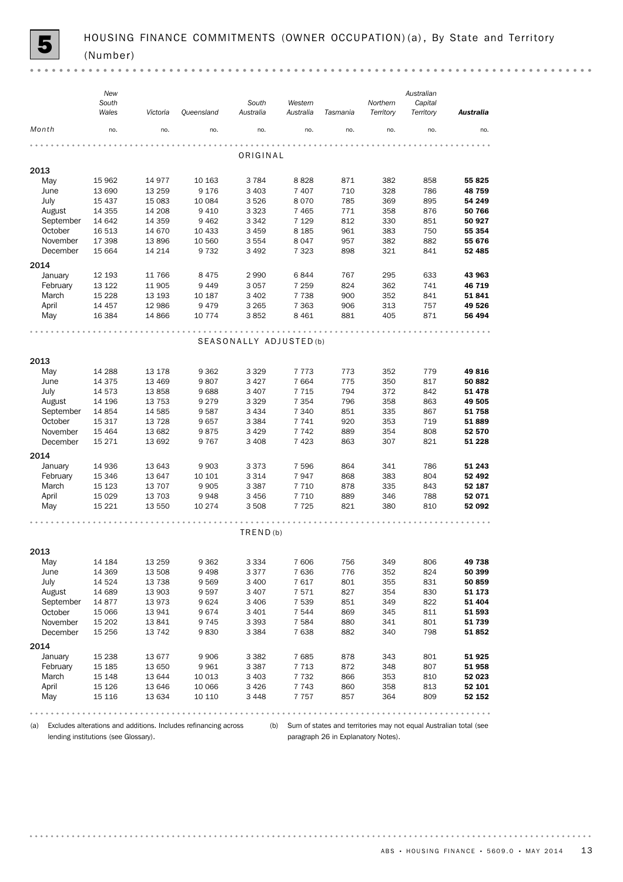# 5 HOUSING FINANCE COMMITMENTS (OWNER OCCUPATION)(a), By State and Territory (Number)

| Month | New South Wales | Victoria | Queensland | South Australia | Western Australia | Tasmania | Northern Territory | Australian Capital Territory | **Australia** |
|---|---|---|---|---|---|---|---|---|---|
| | no. | no. | no. | no. | no. | no. | no. | no. | no. |
| **ORIGINAL** | | | | | | | | | |
| **2013** | | | | | | | | | |
| May | 15 962 | 14 977 | 10 163 | 3 784 | 8 828 | 871 | 382 | 858 | **55 825** |
| June | 13 690 | 13 259 | 9 176 | 3 403 | 7 407 | 710 | 328 | 786 | **48 759** |
| July | 15 437 | 15 083 | 10 084 | 3 526 | 8 070 | 785 | 369 | 895 | **54 249** |
| August | 14 355 | 14 208 | 9 410 | 3 323 | 7 465 | 771 | 358 | 876 | **50 766** |
| September | 14 642 | 14 359 | 9 462 | 3 342 | 7 129 | 812 | 330 | 851 | **50 927** |
| October | 16 513 | 14 670 | 10 433 | 3 459 | 8 185 | 961 | 383 | 750 | **55 354** |
| November | 17 398 | 13 896 | 10 560 | 3 554 | 8 047 | 957 | 382 | 882 | **55 676** |
| December | 15 664 | 14 214 | 9 732 | 3 492 | 7 323 | 898 | 321 | 841 | **52 485** |
| **2014** | | | | | | | | | |
| January | 12 193 | 11 766 | 8 475 | 2 990 | 6 844 | 767 | 295 | 633 | **43 963** |
| February | 13 122 | 11 905 | 9 449 | 3 057 | 7 259 | 824 | 362 | 741 | **46 719** |
| March | 15 228 | 13 193 | 10 187 | 3 402 | 7 738 | 900 | 352 | 841 | **51 841** |
| April | 14 457 | 12 986 | 9 479 | 3 265 | 7 363 | 906 | 313 | 757 | **49 526** |
| May | 16 384 | 14 866 | 10 774 | 3 852 | 8 461 | 881 | 405 | 871 | **56 494** |
| **SEASONALLY ADJUSTED(b)** | | | | | | | | | |
| **2013** | | | | | | | | | |
| May | 14 288 | 13 178 | 9 362 | 3 329 | 7 773 | 773 | 352 | 779 | **49 816** |
| June | 14 375 | 13 469 | 9 807 | 3 427 | 7 664 | 775 | 350 | 817 | **50 882** |
| July | 14 573 | 13 858 | 9 688 | 3 407 | 7 715 | 794 | 372 | 842 | **51 478** |
| August | 14 196 | 13 753 | 9 279 | 3 329 | 7 354 | 796 | 358 | 863 | **49 505** |
| September | 14 854 | 14 585 | 9 587 | 3 434 | 7 340 | 851 | 335 | 867 | **51 758** |
| October | 15 317 | 13 728 | 9 657 | 3 384 | 7 741 | 920 | 353 | 719 | **51 889** |
| November | 15 464 | 13 682 | 9 875 | 3 429 | 7 742 | 889 | 354 | 808 | **52 570** |
| December | 15 271 | 13 692 | 9 767 | 3 408 | 7 423 | 863 | 307 | 821 | **51 228** |
| **2014** | | | | | | | | | |
| January | 14 936 | 13 643 | 9 903 | 3 373 | 7 596 | 864 | 341 | 786 | **51 243** |
| February | 15 346 | 13 647 | 10 101 | 3 314 | 7 947 | 868 | 383 | 804 | **52 492** |
| March | 15 123 | 13 707 | 9 905 | 3 387 | 7 710 | 878 | 335 | 843 | **52 187** |
| April | 15 029 | 13 703 | 9 948 | 3 456 | 7 710 | 889 | 346 | 788 | **52 071** |
| May | 15 221 | 13 550 | 10 274 | 3 508 | 7 725 | 821 | 380 | 810 | **52 092** |
| **TREND(b)** | | | | | | | | | |
| **2013** | | | | | | | | | |
| May | 14 184 | 13 259 | 9 362 | 3 334 | 7 606 | 756 | 349 | 806 | **49 738** |
| June | 14 369 | 13 508 | 9 498 | 3 377 | 7 636 | 776 | 352 | 824 | **50 399** |
| July | 14 524 | 13 738 | 9 569 | 3 400 | 7 617 | 801 | 355 | 831 | **50 859** |
| August | 14 689 | 13 903 | 9 597 | 3 407 | 7 571 | 827 | 354 | 830 | **51 173** |
| September | 14 877 | 13 973 | 9 624 | 3 406 | 7 539 | 851 | 349 | 822 | **51 404** |
| October | 15 066 | 13 941 | 9 674 | 3 401 | 7 544 | 869 | 345 | 811 | **51 593** |
| November | 15 202 | 13 841 | 9 745 | 3 393 | 7 584 | 880 | 341 | 801 | **51 739** |
| December | 15 256 | 13 742 | 9 830 | 3 384 | 7 638 | 882 | 340 | 798 | **51 852** |
| **2014** | | | | | | | | | |
| January | 15 238 | 13 677 | 9 906 | 3 382 | 7 685 | 878 | 343 | 801 | **51 925** |
| February | 15 185 | 13 650 | 9 961 | 3 387 | 7 713 | 872 | 348 | 807 | **51 958** |
| March | 15 148 | 13 644 | 10 013 | 3 403 | 7 732 | 866 | 353 | 810 | **52 023** |
| April | 15 126 | 13 646 | 10 066 | 3 426 | 7 743 | 860 | 358 | 813 | **52 101** |
| May | 15 116 | 13 634 | 10 110 | 3 448 | 7 757 | 857 | 364 | 809 | **52 152** |

(a) Excludes alterations and additions. Includes refinancing across lending institutions (see Glossary).

(b) Sum of states and territories may not equal Australian total (see paragraph 26 in Explanatory Notes).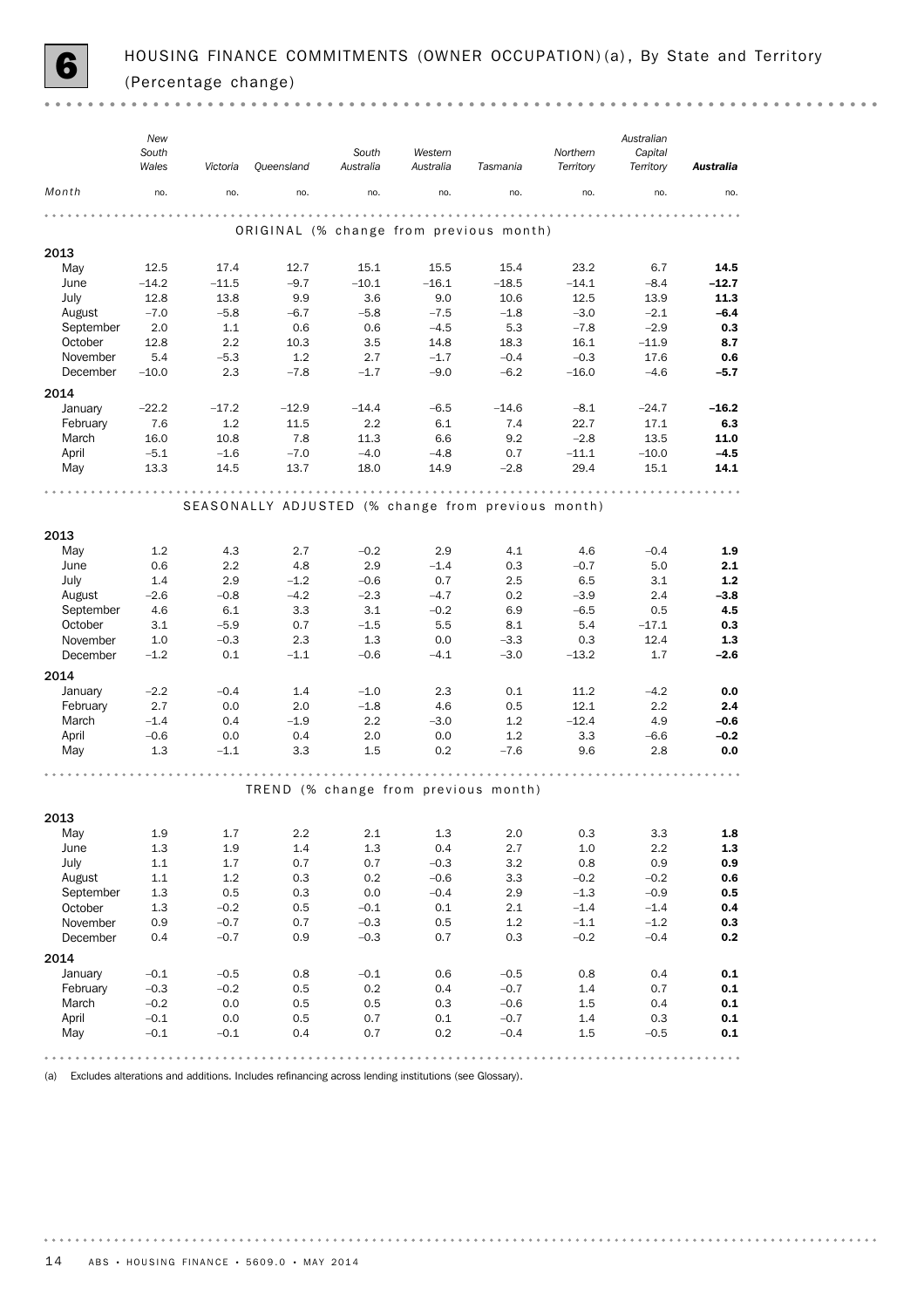# 6 HOUSING FINANCE COMMITMENTS (OWNER OCCUPATION)(a), By State and Territory (Percentage change)

| Month | New South Wales | Victoria | Queensland | South Australia | Western Australia | Tasmania | Northern Territory | Australian Capital Territory | **Australia** |
|---|---|---|---|---|---|---|---|---|---|
| | no. | no. | no. | no. | no. | no. | no. | no. | no. |
| **ORIGINAL (% change from previous month)** | | | | | | | | | |
| **2013** | | | | | | | | | |
| May | 12.5 | 17.4 | 12.7 | 15.1 | 15.5 | 15.4 | 23.2 | 6.7 | **14.5** |
| June | –14.2 | –11.5 | –9.7 | –10.1 | –16.1 | –18.5 | –14.1 | –8.4 | **–12.7** |
| July | 12.8 | 13.8 | 9.9 | 3.6 | 9.0 | 10.6 | 12.5 | 13.9 | **11.3** |
| August | –7.0 | –5.8 | –6.7 | –5.8 | –7.5 | –1.8 | –3.0 | –2.1 | **–6.4** |
| September | 2.0 | 1.1 | 0.6 | 0.6 | –4.5 | 5.3 | –7.8 | –2.9 | **0.3** |
| October | 12.8 | 2.2 | 10.3 | 3.5 | 14.8 | 18.3 | 16.1 | –11.9 | **8.7** |
| November | 5.4 | –5.3 | 1.2 | 2.7 | –1.7 | –0.4 | –0.3 | 17.6 | **0.6** |
| December | –10.0 | 2.3 | –7.8 | –1.7 | –9.0 | –6.2 | –16.0 | –4.6 | **–5.7** |
| **2014** | | | | | | | | | |
| January | –22.2 | –17.2 | –12.9 | –14.4 | –6.5 | –14.6 | –8.1 | –24.7 | **–16.2** |
| February | 7.6 | 1.2 | 11.5 | 2.2 | 6.1 | 7.4 | 22.7 | 17.1 | **6.3** |
| March | 16.0 | 10.8 | 7.8 | 11.3 | 6.6 | 9.2 | –2.8 | 13.5 | **11.0** |
| April | –5.1 | –1.6 | –7.0 | –4.0 | –4.8 | 0.7 | –11.1 | –10.0 | **–4.5** |
| May | 13.3 | 14.5 | 13.7 | 18.0 | 14.9 | –2.8 | 29.4 | 15.1 | **14.1** |
| **SEASONALLY ADJUSTED (% change from previous month)** | | | | | | | | | |
| **2013** | | | | | | | | | |
| May | 1.2 | 4.3 | 2.7 | –0.2 | 2.9 | 4.1 | 4.6 | –0.4 | **1.9** |
| June | 0.6 | 2.2 | 4.8 | 2.9 | –1.4 | 0.3 | –0.7 | 5.0 | **2.1** |
| July | 1.4 | 2.9 | –1.2 | –0.6 | 0.7 | 2.5 | 6.5 | 3.1 | **1.2** |
| August | –2.6 | –0.8 | –4.2 | –2.3 | –4.7 | 0.2 | –3.9 | 2.4 | **–3.8** |
| September | 4.6 | 6.1 | 3.3 | 3.1 | –0.2 | 6.9 | –6.5 | 0.5 | **4.5** |
| October | 3.1 | –5.9 | 0.7 | –1.5 | 5.5 | 8.1 | 5.4 | –17.1 | **0.3** |
| November | 1.0 | –0.3 | 2.3 | 1.3 | 0.0 | –3.3 | 0.3 | 12.4 | **1.3** |
| December | –1.2 | 0.1 | –1.1 | –0.6 | –4.1 | –3.0 | –13.2 | 1.7 | **–2.6** |
| **2014** | | | | | | | | | |
| January | –2.2 | –0.4 | 1.4 | –1.0 | 2.3 | 0.1 | 11.2 | –4.2 | **0.0** |
| February | 2.7 | 0.0 | 2.0 | –1.8 | 4.6 | 0.5 | 12.1 | 2.2 | **2.4** |
| March | –1.4 | 0.4 | –1.9 | 2.2 | –3.0 | 1.2 | –12.4 | 4.9 | **–0.6** |
| April | –0.6 | 0.0 | 0.4 | 2.0 | 0.0 | 1.2 | 3.3 | –6.6 | **–0.2** |
| May | 1.3 | –1.1 | 3.3 | 1.5 | 0.2 | –7.6 | 9.6 | 2.8 | **0.0** |
| **TREND (% change from previous month)** | | | | | | | | | |
| **2013** | | | | | | | | | |
| May | 1.9 | 1.7 | 2.2 | 2.1 | 1.3 | 2.0 | 0.3 | 3.3 | **1.8** |
| June | 1.3 | 1.9 | 1.4 | 1.3 | 0.4 | 2.7 | 1.0 | 2.2 | **1.3** |
| July | 1.1 | 1.7 | 0.7 | 0.7 | –0.3 | 3.2 | 0.8 | 0.9 | **0.9** |
| August | 1.1 | 1.2 | 0.3 | 0.2 | –0.6 | 3.3 | –0.2 | –0.2 | **0.6** |
| September | 1.3 | 0.5 | 0.3 | 0.0 | –0.4 | 2.9 | –1.3 | –0.9 | **0.5** |
| October | 1.3 | –0.2 | 0.5 | –0.1 | 0.1 | 2.1 | –1.4 | –1.4 | **0.4** |
| November | 0.9 | –0.7 | 0.7 | –0.3 | 0.5 | 1.2 | –1.1 | –1.2 | **0.3** |
| December | 0.4 | –0.7 | 0.9 | –0.3 | 0.7 | 0.3 | –0.2 | –0.4 | **0.2** |
| **2014** | | | | | | | | | |
| January | –0.1 | –0.5 | 0.8 | –0.1 | 0.6 | –0.5 | 0.8 | 0.4 | **0.1** |
| February | –0.3 | –0.2 | 0.5 | 0.2 | 0.4 | –0.7 | 1.4 | 0.7 | **0.1** |
| March | –0.2 | 0.0 | 0.5 | 0.5 | 0.3 | –0.6 | 1.5 | 0.4 | **0.1** |
| April | –0.1 | 0.0 | 0.5 | 0.7 | 0.1 | –0.7 | 1.4 | 0.3 | **0.1** |
| May | –0.1 | –0.1 | 0.4 | 0.7 | 0.2 | –0.4 | 1.5 | –0.5 | **0.1** |

(a) Excludes alterations and additions. Includes refinancing across lending institutions (see Glossary).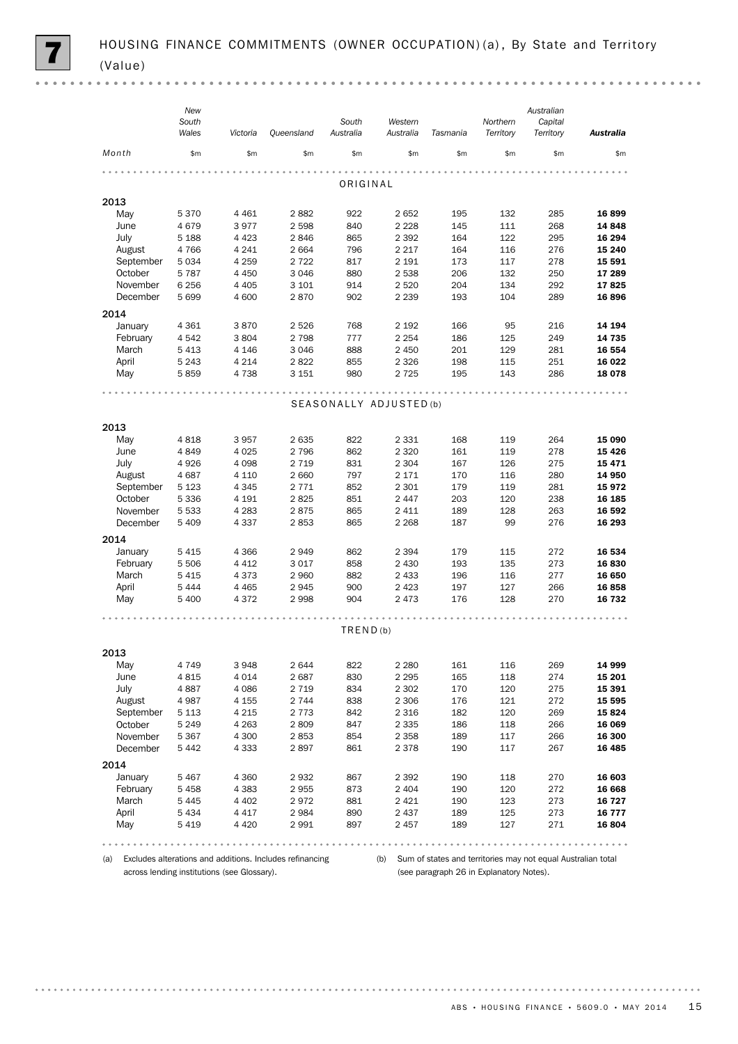# 7 HOUSING FINANCE COMMITMENTS (OWNER OCCUPATION)(a), By State and Territory (Value)

| Month | New South Wales | Victoria | Queensland | South Australia | Western Australia | Tasmania | Northern Territory | Australian Capital Territory | **Australia** |
|---|---|---|---|---|---|---|---|---|---|
| | $m | $m | $m | $m | $m | $m | $m | $m | $m |
| **ORIGINAL** | | | | | | | | | |
| **2013** | | | | | | | | | |
| May | 5 370 | 4 461 | 2 882 | 922 | 2 652 | 195 | 132 | 285 | **16 899** |
| June | 4 679 | 3 977 | 2 598 | 840 | 2 228 | 145 | 111 | 268 | **14 848** |
| July | 5 188 | 4 423 | 2 846 | 865 | 2 392 | 164 | 122 | 295 | **16 294** |
| August | 4 766 | 4 241 | 2 664 | 796 | 2 217 | 164 | 116 | 276 | **15 240** |
| September | 5 034 | 4 259 | 2 722 | 817 | 2 191 | 173 | 117 | 278 | **15 591** |
| October | 5 787 | 4 450 | 3 046 | 880 | 2 538 | 206 | 132 | 250 | **17 289** |
| November | 6 256 | 4 405 | 3 101 | 914 | 2 520 | 204 | 134 | 292 | **17 825** |
| December | 5 699 | 4 600 | 2 870 | 902 | 2 239 | 193 | 104 | 289 | **16 896** |
| **2014** | | | | | | | | | |
| January | 4 361 | 3 870 | 2 526 | 768 | 2 192 | 166 | 95 | 216 | **14 194** |
| February | 4 542 | 3 804 | 2 798 | 777 | 2 254 | 186 | 125 | 249 | **14 735** |
| March | 5 413 | 4 146 | 3 046 | 888 | 2 450 | 201 | 129 | 281 | **16 554** |
| April | 5 243 | 4 214 | 2 822 | 855 | 2 326 | 198 | 115 | 251 | **16 022** |
| May | 5 859 | 4 738 | 3 151 | 980 | 2 725 | 195 | 143 | 286 | **18 078** |
| **SEASONALLY ADJUSTED(b)** | | | | | | | | | |
| **2013** | | | | | | | | | |
| May | 4 818 | 3 957 | 2 635 | 822 | 2 331 | 168 | 119 | 264 | **15 090** |
| June | 4 849 | 4 025 | 2 796 | 862 | 2 320 | 161 | 119 | 278 | **15 426** |
| July | 4 926 | 4 098 | 2 719 | 831 | 2 304 | 167 | 126 | 275 | **15 471** |
| August | 4 687 | 4 110 | 2 660 | 797 | 2 171 | 170 | 116 | 280 | **14 950** |
| September | 5 123 | 4 345 | 2 771 | 852 | 2 301 | 179 | 119 | 281 | **15 972** |
| October | 5 336 | 4 191 | 2 825 | 851 | 2 447 | 203 | 120 | 238 | **16 185** |
| November | 5 533 | 4 283 | 2 875 | 865 | 2 411 | 189 | 128 | 263 | **16 592** |
| December | 5 409 | 4 337 | 2 853 | 865 | 2 268 | 187 | 99 | 276 | **16 293** |
| **2014** | | | | | | | | | |
| January | 5 415 | 4 366 | 2 949 | 862 | 2 394 | 179 | 115 | 272 | **16 534** |
| February | 5 506 | 4 412 | 3 017 | 858 | 2 430 | 193 | 135 | 273 | **16 830** |
| March | 5 415 | 4 373 | 2 960 | 882 | 2 433 | 196 | 116 | 277 | **16 650** |
| April | 5 444 | 4 465 | 2 945 | 900 | 2 423 | 197 | 127 | 266 | **16 858** |
| May | 5 400 | 4 372 | 2 998 | 904 | 2 473 | 176 | 128 | 270 | **16 732** |
| **TREND(b)** | | | | | | | | | |
| **2013** | | | | | | | | | |
| May | 4 749 | 3 948 | 2 644 | 822 | 2 280 | 161 | 116 | 269 | **14 999** |
| June | 4 815 | 4 014 | 2 687 | 830 | 2 295 | 165 | 118 | 274 | **15 201** |
| July | 4 887 | 4 086 | 2 719 | 834 | 2 302 | 170 | 120 | 275 | **15 391** |
| August | 4 987 | 4 155 | 2 744 | 838 | 2 306 | 176 | 121 | 272 | **15 595** |
| September | 5 113 | 4 215 | 2 773 | 842 | 2 316 | 182 | 120 | 269 | **15 824** |
| October | 5 249 | 4 263 | 2 809 | 847 | 2 335 | 186 | 118 | 266 | **16 069** |
| November | 5 367 | 4 300 | 2 853 | 854 | 2 358 | 189 | 117 | 266 | **16 300** |
| December | 5 442 | 4 333 | 2 897 | 861 | 2 378 | 190 | 117 | 267 | **16 485** |
| **2014** | | | | | | | | | |
| January | 5 467 | 4 360 | 2 932 | 867 | 2 392 | 190 | 118 | 270 | **16 603** |
| February | 5 458 | 4 383 | 2 955 | 873 | 2 404 | 190 | 120 | 272 | **16 668** |
| March | 5 445 | 4 402 | 2 972 | 881 | 2 421 | 190 | 123 | 273 | **16 727** |
| April | 5 434 | 4 417 | 2 984 | 890 | 2 437 | 189 | 125 | 273 | **16 777** |
| May | 5 419 | 4 420 | 2 991 | 897 | 2 457 | 189 | 127 | 271 | **16 804** |

(a) Excludes alterations and additions. Includes refinancing across lending institutions (see Glossary).

(b) Sum of states and territories may not equal Australian total (see paragraph 26 in Explanatory Notes).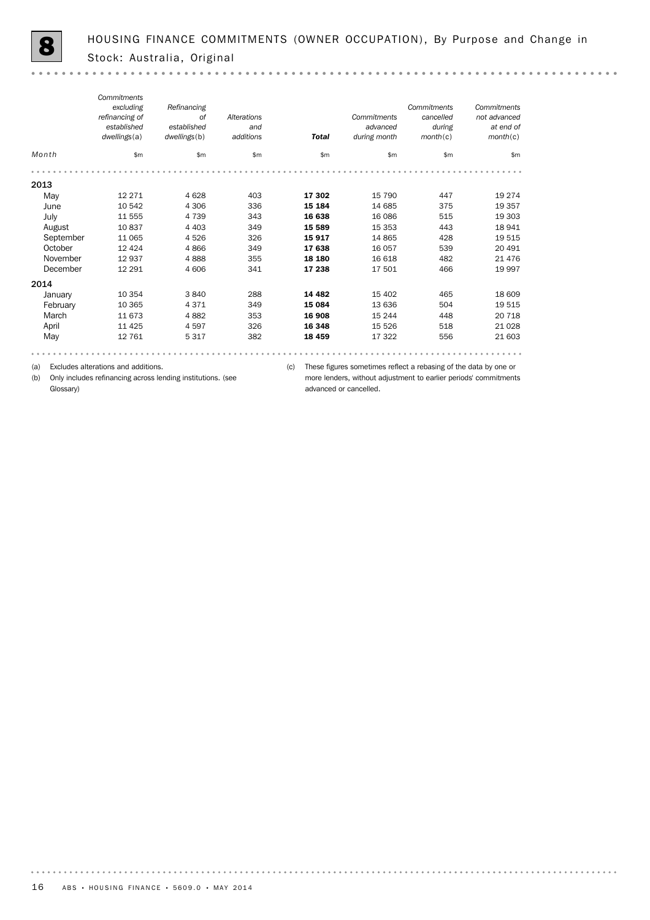# 8 HOUSING FINANCE COMMITMENTS (OWNER OCCUPATION), By Purpose and Change in Stock: Australia, Original

| Month | *Commitments excluding refinancing of established dwellings*(a) | *Refinancing of established dwellings*(b) | *Alterations and additions* | **Total** | *Commitments advanced during month* | *Commitments cancelled during month*(c) | *Commitments not advanced at end of month*(c) |
|---|---|---|---|---|---|---|---|
| | $m | $m | $m | $m | $m | $m | $m |
| **2013** | | | | | | | |
| May | 12 271 | 4 628 | 403 | **17 302** | 15 790 | 447 | 19 274 |
| June | 10 542 | 4 306 | 336 | **15 184** | 14 685 | 375 | 19 357 |
| July | 11 555 | 4 739 | 343 | **16 638** | 16 086 | 515 | 19 303 |
| August | 10 837 | 4 403 | 349 | **15 589** | 15 353 | 443 | 18 941 |
| September | 11 065 | 4 526 | 326 | **15 917** | 14 865 | 428 | 19 515 |
| October | 12 424 | 4 866 | 349 | **17 638** | 16 057 | 539 | 20 491 |
| November | 12 937 | 4 888 | 355 | **18 180** | 16 618 | 482 | 21 476 |
| December | 12 291 | 4 606 | 341 | **17 238** | 17 501 | 466 | 19 997 |
| **2014** | | | | | | | |
| January | 10 354 | 3 840 | 288 | **14 482** | 15 402 | 465 | 18 609 |
| February | 10 365 | 4 371 | 349 | **15 084** | 13 636 | 504 | 19 515 |
| March | 11 673 | 4 882 | 353 | **16 908** | 15 244 | 448 | 20 718 |
| April | 11 425 | 4 597 | 326 | **16 348** | 15 526 | 518 | 21 028 |
| May | 12 761 | 5 317 | 382 | **18 459** | 17 322 | 556 | 21 603 |

(a) Excludes alterations and additions.

(b) Only includes refinancing across lending institutions. (see Glossary)

(c) These figures sometimes reflect a rebasing of the data by one or more lenders, without adjustment to earlier periods' commitments advanced or cancelled.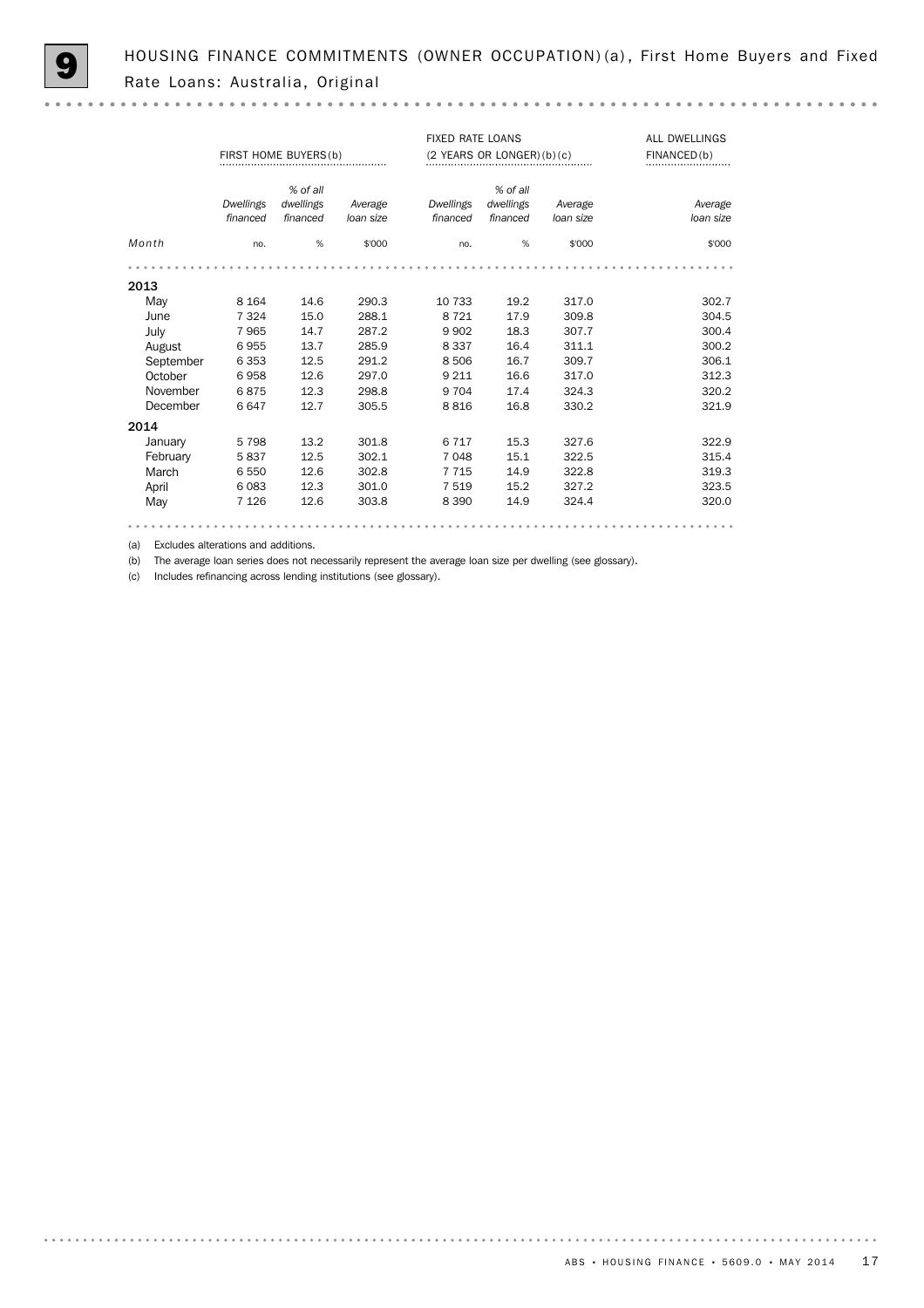# 9 HOUSING FINANCE COMMITMENTS (OWNER OCCUPATION)(a), First Home Buyers and Fixed Rate Loans: Australia, Original

| | FIRST HOME BUYERS(b) | | | FIXED RATE LOANS (2 YEARS OR LONGER)(b)(c) | | | ALL DWELLINGS FINANCED(b) |
|---|---|---|---|---|---|---|---|
| | *Dwellings financed* | *% of all dwellings financed* | *Average loan size* | *Dwellings financed* | *% of all dwellings financed* | *Average loan size* | *Average loan size* |
| *Month* | no. | % | $'000 | no. | % | $'000 | $'000 |
| **2013** | | | | | | | |
| May | 8 164 | 14.6 | 290.3 | 10 733 | 19.2 | 317.0 | 302.7 |
| June | 7 324 | 15.0 | 288.1 | 8 721 | 17.9 | 309.8 | 304.5 |
| July | 7 965 | 14.7 | 287.2 | 9 902 | 18.3 | 307.7 | 300.4 |
| August | 6 955 | 13.7 | 285.9 | 8 337 | 16.4 | 311.1 | 300.2 |
| September | 6 353 | 12.5 | 291.2 | 8 506 | 16.7 | 309.7 | 306.1 |
| October | 6 958 | 12.6 | 297.0 | 9 211 | 16.6 | 317.0 | 312.3 |
| November | 6 875 | 12.3 | 298.8 | 9 704 | 17.4 | 324.3 | 320.2 |
| December | 6 647 | 12.7 | 305.5 | 8 816 | 16.8 | 330.2 | 321.9 |
| **2014** | | | | | | | |
| January | 5 798 | 13.2 | 301.8 | 6 717 | 15.3 | 327.6 | 322.9 |
| February | 5 837 | 12.5 | 302.1 | 7 048 | 15.1 | 322.5 | 315.4 |
| March | 6 550 | 12.6 | 302.8 | 7 715 | 14.9 | 322.8 | 319.3 |
| April | 6 083 | 12.3 | 301.0 | 7 519 | 15.2 | 327.2 | 323.5 |
| May | 7 126 | 12.6 | 303.8 | 8 390 | 14.9 | 324.4 | 320.0 |

(a) Excludes alterations and additions.

(b) The average loan series does not necessarily represent the average loan size per dwelling (see glossary).

(c) Includes refinancing across lending institutions (see glossary).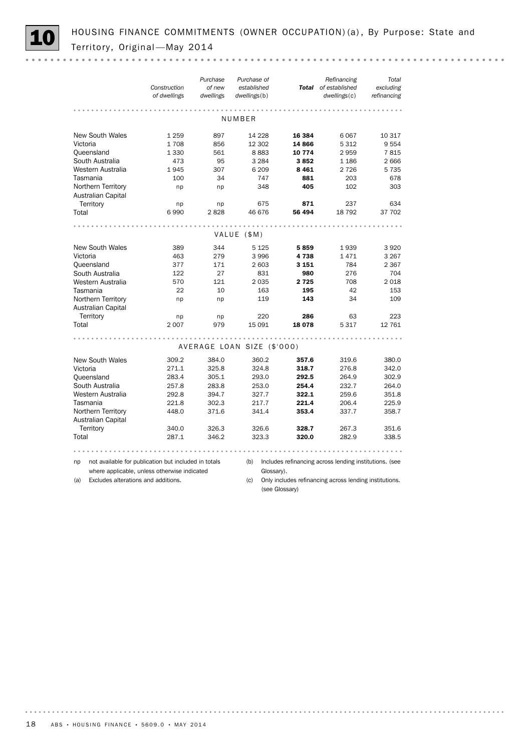# 10 HOUSING FINANCE COMMITMENTS (OWNER OCCUPATION)(a), By Purpose: State and Territory, Original—May 2014

| | *Construction of dwellings* | *Purchase of new dwellings* | *Purchase of established dwellings*(b) | ***Total*** | *Refinancing of established dwellings*(c) | *Total excluding refinancing* |
|---|---|---|---|---|---|---|
| **NUMBER** | | | | | | |
| New South Wales | 1 259 | 897 | 14 228 | **16 384** | 6 067 | 10 317 |
| Victoria | 1 708 | 856 | 12 302 | **14 866** | 5 312 | 9 554 |
| Queensland | 1 330 | 561 | 8 883 | **10 774** | 2 959 | 7 815 |
| South Australia | 473 | 95 | 3 284 | **3 852** | 1 186 | 2 666 |
| Western Australia | 1 945 | 307 | 6 209 | **8 461** | 2 726 | 5 735 |
| Tasmania | 100 | 34 | 747 | **881** | 203 | 678 |
| Northern Territory | np | np | 348 | **405** | 102 | 303 |
| Australian Capital Territory | np | np | 675 | **871** | 237 | 634 |
| Total | 6 990 | 2 828 | 46 676 | **56 494** | 18 792 | 37 702 |
| **VALUE ($M)** | | | | | | |
| New South Wales | 389 | 344 | 5 125 | **5 859** | 1 939 | 3 920 |
| Victoria | 463 | 279 | 3 996 | **4 738** | 1 471 | 3 267 |
| Queensland | 377 | 171 | 2 603 | **3 151** | 784 | 2 367 |
| South Australia | 122 | 27 | 831 | **980** | 276 | 704 |
| Western Australia | 570 | 121 | 2 035 | **2 725** | 708 | 2 018 |
| Tasmania | 22 | 10 | 163 | **195** | 42 | 153 |
| Northern Territory | np | np | 119 | **143** | 34 | 109 |
| Australian Capital Territory | np | np | 220 | **286** | 63 | 223 |
| Total | 2 007 | 979 | 15 091 | **18 078** | 5 317 | 12 761 |
| **AVERAGE LOAN SIZE ($'000)** | | | | | | |
| New South Wales | 309.2 | 384.0 | 360.2 | **357.6** | 319.6 | 380.0 |
| Victoria | 271.1 | 325.8 | 324.8 | **318.7** | 276.8 | 342.0 |
| Queensland | 283.4 | 305.1 | 293.0 | **292.5** | 264.9 | 302.9 |
| South Australia | 257.8 | 283.8 | 253.0 | **254.4** | 232.7 | 264.0 |
| Western Australia | 292.8 | 394.7 | 327.7 | **322.1** | 259.6 | 351.8 |
| Tasmania | 221.8 | 302.3 | 217.7 | **221.4** | 206.4 | 225.9 |
| Northern Territory | 448.0 | 371.6 | 341.4 | **353.4** | 337.7 | 358.7 |
| Australian Capital Territory | 340.0 | 326.3 | 326.6 | **328.7** | 267.3 | 351.6 |
| Total | 287.1 | 346.2 | 323.3 | **320.0** | 282.9 | 338.5 |

np not available for publication but included in totals where applicable, unless otherwise indicated

(a) Excludes alterations and additions.

(b) Includes refinancing across lending institutions. (see Glossary).

(c) Only includes refinancing across lending institutions. (see Glossary)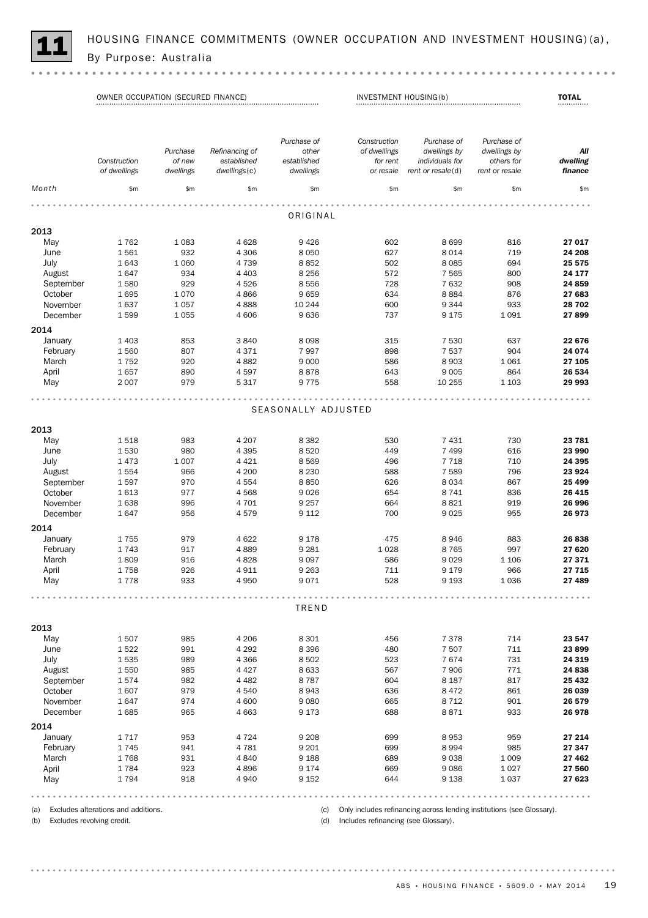# 11 HOUSING FINANCE COMMITMENTS (OWNER OCCUPATION AND INVESTMENT HOUSING)(a), By Purpose: Australia

| | OWNER OCCUPATION (SECURED FINANCE) | | | | INVESTMENT HOUSING(b) | | | TOTAL |
|---|---|---|---|---|---|---|---|---|
| Month | *Construction of dwellings* | *Purchase of new dwellings* | *Refinancing of established dwellings(c)* | *Purchase of other established dwellings* | *Construction of dwellings for rent or resale* | *Purchase of dwellings by individuals for rent or resale(d)* | *Purchase of dwellings by others for rent or resale* | ***All dwelling finance*** |
| | $m | $m | $m | $m | $m | $m | $m | $m |
| **ORIGINAL** | | | | | | | | |
| **2013** | | | | | | | | |
| May | 1 762 | 1 083 | 4 628 | 9 426 | 602 | 8 699 | 816 | **27 017** |
| June | 1 561 | 932 | 4 306 | 8 050 | 627 | 8 014 | 719 | **24 208** |
| July | 1 643 | 1 060 | 4 739 | 8 852 | 502 | 8 085 | 694 | **25 575** |
| August | 1 647 | 934 | 4 403 | 8 256 | 572 | 7 565 | 800 | **24 177** |
| September | 1 580 | 929 | 4 526 | 8 556 | 728 | 7 632 | 908 | **24 859** |
| October | 1 695 | 1 070 | 4 866 | 9 659 | 634 | 8 884 | 876 | **27 683** |
| November | 1 637 | 1 057 | 4 888 | 10 244 | 600 | 9 344 | 933 | **28 702** |
| December | 1 599 | 1 055 | 4 606 | 9 636 | 737 | 9 175 | 1 091 | **27 899** |
| **2014** | | | | | | | | |
| January | 1 403 | 853 | 3 840 | 8 098 | 315 | 7 530 | 637 | **22 676** |
| February | 1 560 | 807 | 4 371 | 7 997 | 898 | 7 537 | 904 | **24 074** |
| March | 1 752 | 920 | 4 882 | 9 000 | 586 | 8 903 | 1 061 | **27 105** |
| April | 1 657 | 890 | 4 597 | 8 878 | 643 | 9 005 | 864 | **26 534** |
| May | 2 007 | 979 | 5 317 | 9 775 | 558 | 10 255 | 1 103 | **29 993** |
| **SEASONALLY ADJUSTED** | | | | | | | | |
| **2013** | | | | | | | | |
| May | 1 518 | 983 | 4 207 | 8 382 | 530 | 7 431 | 730 | **23 781** |
| June | 1 530 | 980 | 4 395 | 8 520 | 449 | 7 499 | 616 | **23 990** |
| July | 1 473 | 1 007 | 4 421 | 8 569 | 496 | 7 718 | 710 | **24 395** |
| August | 1 554 | 966 | 4 200 | 8 230 | 588 | 7 589 | 796 | **23 924** |
| September | 1 597 | 970 | 4 554 | 8 850 | 626 | 8 034 | 867 | **25 499** |
| October | 1 613 | 977 | 4 568 | 9 026 | 654 | 8 741 | 836 | **26 415** |
| November | 1 638 | 996 | 4 701 | 9 257 | 664 | 8 821 | 919 | **26 996** |
| December | 1 647 | 956 | 4 579 | 9 112 | 700 | 9 025 | 955 | **26 973** |
| **2014** | | | | | | | | |
| January | 1 755 | 979 | 4 622 | 9 178 | 475 | 8 946 | 883 | **26 838** |
| February | 1 743 | 917 | 4 889 | 9 281 | 1 028 | 8 765 | 997 | **27 620** |
| March | 1 809 | 916 | 4 828 | 9 097 | 586 | 9 029 | 1 106 | **27 371** |
| April | 1 758 | 926 | 4 911 | 9 263 | 711 | 9 179 | 966 | **27 715** |
| May | 1 778 | 933 | 4 950 | 9 071 | 528 | 9 193 | 1 036 | **27 489** |
| **TREND** | | | | | | | | |
| **2013** | | | | | | | | |
| May | 1 507 | 985 | 4 206 | 8 301 | 456 | 7 378 | 714 | **23 547** |
| June | 1 522 | 991 | 4 292 | 8 396 | 480 | 7 507 | 711 | **23 899** |
| July | 1 535 | 989 | 4 366 | 8 502 | 523 | 7 674 | 731 | **24 319** |
| August | 1 550 | 985 | 4 427 | 8 633 | 567 | 7 906 | 771 | **24 838** |
| September | 1 574 | 982 | 4 482 | 8 787 | 604 | 8 187 | 817 | **25 432** |
| October | 1 607 | 979 | 4 540 | 8 943 | 636 | 8 472 | 861 | **26 039** |
| November | 1 647 | 974 | 4 600 | 9 080 | 665 | 8 712 | 901 | **26 579** |
| December | 1 685 | 965 | 4 663 | 9 173 | 688 | 8 871 | 933 | **26 978** |
| **2014** | | | | | | | | |
| January | 1 717 | 953 | 4 724 | 9 208 | 699 | 8 953 | 959 | **27 214** |
| February | 1 745 | 941 | 4 781 | 9 201 | 699 | 8 994 | 985 | **27 347** |
| March | 1 768 | 931 | 4 840 | 9 188 | 689 | 9 038 | 1 009 | **27 462** |
| April | 1 784 | 923 | 4 896 | 9 174 | 669 | 9 086 | 1 027 | **27 560** |
| May | 1 794 | 918 | 4 940 | 9 152 | 644 | 9 138 | 1 037 | **27 623** |

(a) Excludes alterations and additions.
(b) Excludes revolving credit.
(c) Only includes refinancing across lending institutions (see Glossary).
(d) Includes refinancing (see Glossary).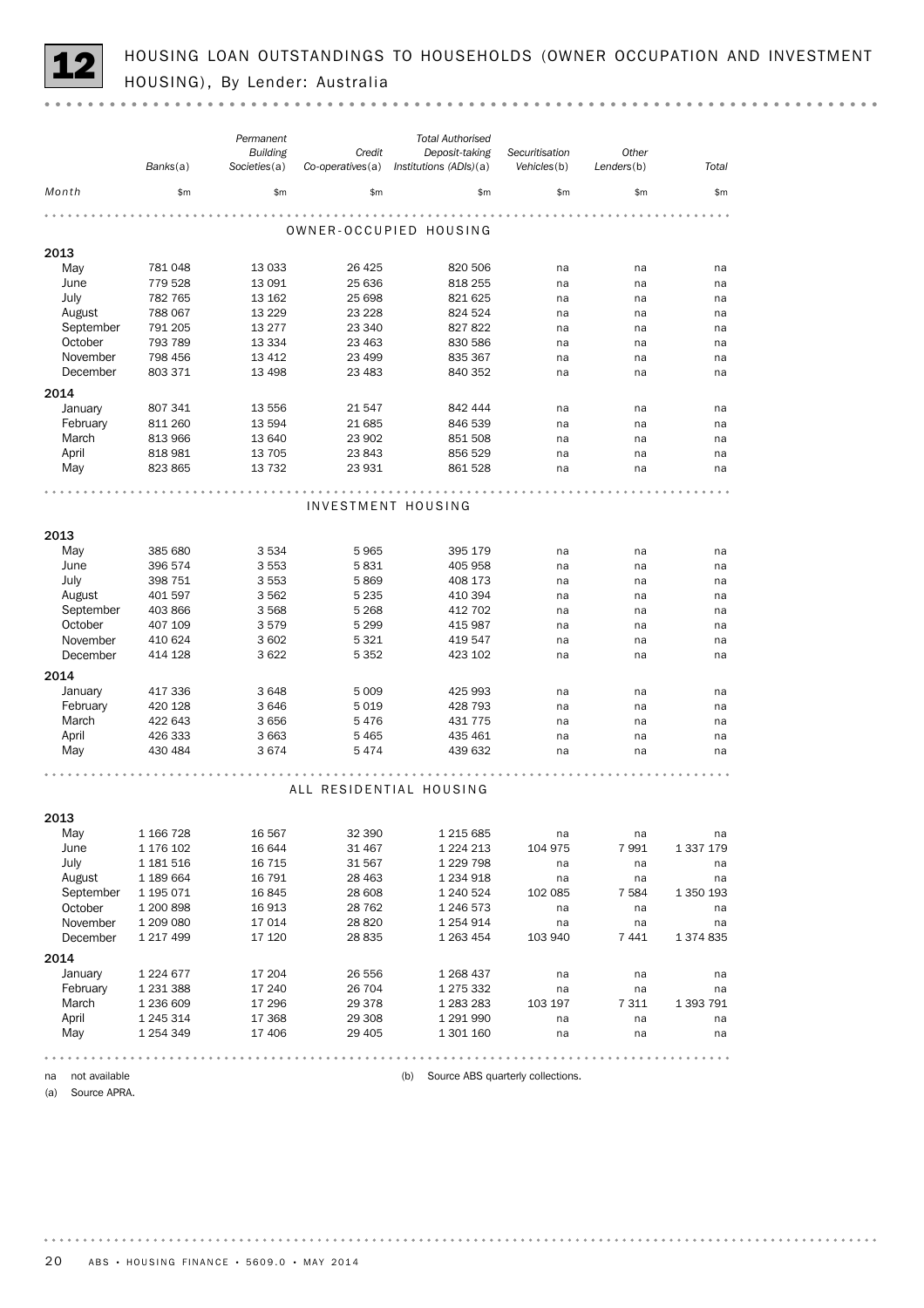# 12 HOUSING LOAN OUTSTANDINGS TO HOUSEHOLDS (OWNER OCCUPATION AND INVESTMENT HOUSING), By Lender: Australia

| Month | Banks(a) | Permanent Building Societies(a) | Credit Co-operatives(a) | Total Authorised Deposit-taking Institutions (ADIs)(a) | Securitisation Vehicles(b) | Other Lenders(b) | Total |
|---|---|---|---|---|---|---|---|
| | $m | $m | $m | $m | $m | $m | $m |
| **OWNER-OCCUPIED HOUSING** | | | | | | | |
| **2013** | | | | | | | |
| May | 781 048 | 13 033 | 26 425 | 820 506 | na | na | na |
| June | 779 528 | 13 091 | 25 636 | 818 255 | na | na | na |
| July | 782 765 | 13 162 | 25 698 | 821 625 | na | na | na |
| August | 788 067 | 13 229 | 23 228 | 824 524 | na | na | na |
| September | 791 205 | 13 277 | 23 340 | 827 822 | na | na | na |
| October | 793 789 | 13 334 | 23 463 | 830 586 | na | na | na |
| November | 798 456 | 13 412 | 23 499 | 835 367 | na | na | na |
| December | 803 371 | 13 498 | 23 483 | 840 352 | na | na | na |
| **2014** | | | | | | | |
| January | 807 341 | 13 556 | 21 547 | 842 444 | na | na | na |
| February | 811 260 | 13 594 | 21 685 | 846 539 | na | na | na |
| March | 813 966 | 13 640 | 23 902 | 851 508 | na | na | na |
| April | 818 981 | 13 705 | 23 843 | 856 529 | na | na | na |
| May | 823 865 | 13 732 | 23 931 | 861 528 | na | na | na |
| **INVESTMENT HOUSING** | | | | | | | |
| **2013** | | | | | | | |
| May | 385 680 | 3 534 | 5 965 | 395 179 | na | na | na |
| June | 396 574 | 3 553 | 5 831 | 405 958 | na | na | na |
| July | 398 751 | 3 553 | 5 869 | 408 173 | na | na | na |
| August | 401 597 | 3 562 | 5 235 | 410 394 | na | na | na |
| September | 403 866 | 3 568 | 5 268 | 412 702 | na | na | na |
| October | 407 109 | 3 579 | 5 299 | 415 987 | na | na | na |
| November | 410 624 | 3 602 | 5 321 | 419 547 | na | na | na |
| December | 414 128 | 3 622 | 5 352 | 423 102 | na | na | na |
| **2014** | | | | | | | |
| January | 417 336 | 3 648 | 5 009 | 425 993 | na | na | na |
| February | 420 128 | 3 646 | 5 019 | 428 793 | na | na | na |
| March | 422 643 | 3 656 | 5 476 | 431 775 | na | na | na |
| April | 426 333 | 3 663 | 5 465 | 435 461 | na | na | na |
| May | 430 484 | 3 674 | 5 474 | 439 632 | na | na | na |
| **ALL RESIDENTIAL HOUSING** | | | | | | | |
| **2013** | | | | | | | |
| May | 1 166 728 | 16 567 | 32 390 | 1 215 685 | na | na | na |
| June | 1 176 102 | 16 644 | 31 467 | 1 224 213 | 104 975 | 7 991 | 1 337 179 |
| July | 1 181 516 | 16 715 | 31 567 | 1 229 798 | na | na | na |
| August | 1 189 664 | 16 791 | 28 463 | 1 234 918 | na | na | na |
| September | 1 195 071 | 16 845 | 28 608 | 1 240 524 | 102 085 | 7 584 | 1 350 193 |
| October | 1 200 898 | 16 913 | 28 762 | 1 246 573 | na | na | na |
| November | 1 209 080 | 17 014 | 28 820 | 1 254 914 | na | na | na |
| December | 1 217 499 | 17 120 | 28 835 | 1 263 454 | 103 940 | 7 441 | 1 374 835 |
| **2014** | | | | | | | |
| January | 1 224 677 | 17 204 | 26 556 | 1 268 437 | na | na | na |
| February | 1 231 388 | 17 240 | 26 704 | 1 275 332 | na | na | na |
| March | 1 236 609 | 17 296 | 29 378 | 1 283 283 | 103 197 | 7 311 | 1 393 791 |
| April | 1 245 314 | 17 368 | 29 308 | 1 291 990 | na | na | na |
| May | 1 254 349 | 17 406 | 29 405 | 1 301 160 | na | na | na |

na not available

(a) Source APRA.

(b) Source ABS quarterly collections.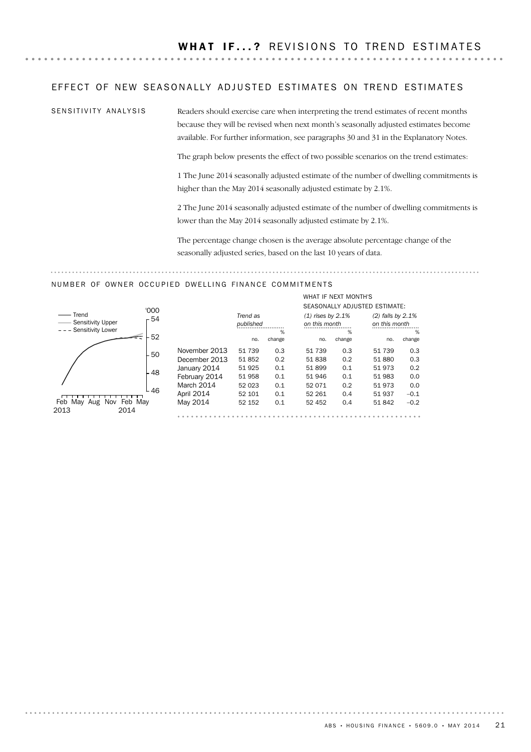# WHAT IF...? REVISIONS TO TREND ESTIMATES

## EFFECT OF NEW SEASONALLY ADJUSTED ESTIMATES ON TREND ESTIMATES

### SENSITIVITY ANALYSIS

Readers should exercise care when interpreting the trend estimates of recent months because they will be revised when next month's seasonally adjusted estimates become available. For further information, see paragraphs 30 and 31 in the Explanatory Notes.

The graph below presents the effect of two possible scenarios on the trend estimates:

1 The June 2014 seasonally adjusted estimate of the number of dwelling commitments is higher than the May 2014 seasonally adjusted estimate by 2.1%.

2 The June 2014 seasonally adjusted estimate of the number of dwelling commitments is lower than the May 2014 seasonally adjusted estimate by 2.1%.

The percentage change chosen is the average absolute percentage change of the seasonally adjusted series, based on the last 10 years of data.

## NUMBER OF OWNER OCCUPIED DWELLING FINANCE COMMITMENTS

| | *Trend as published* | | WHAT IF NEXT MONTH'S SEASONALLY ADJUSTED ESTIMATE: *(1) rises by 2.1% on this month* | | *(2) falls by 2.1% on this month* | |
|---|---|---|---|---|---|---|
| | no. | % change | no. | % change | no. | % change |
| November 2013 | 51 739 | 0.3 | 51 739 | 0.3 | 51 739 | 0.3 |
| December 2013 | 51 852 | 0.2 | 51 838 | 0.2 | 51 880 | 0.3 |
| January 2014 | 51 925 | 0.1 | 51 899 | 0.1 | 51 973 | 0.2 |
| February 2014 | 51 958 | 0.1 | 51 946 | 0.1 | 51 983 | 0.0 |
| March 2014 | 52 023 | 0.1 | 52 071 | 0.2 | 51 973 | 0.0 |
| April 2014 | 52 101 | 0.1 | 52 261 | 0.4 | 51 937 | –0.1 |
| May 2014 | 52 152 | 0.1 | 52 452 | 0.4 | 51 842 | –0.2 |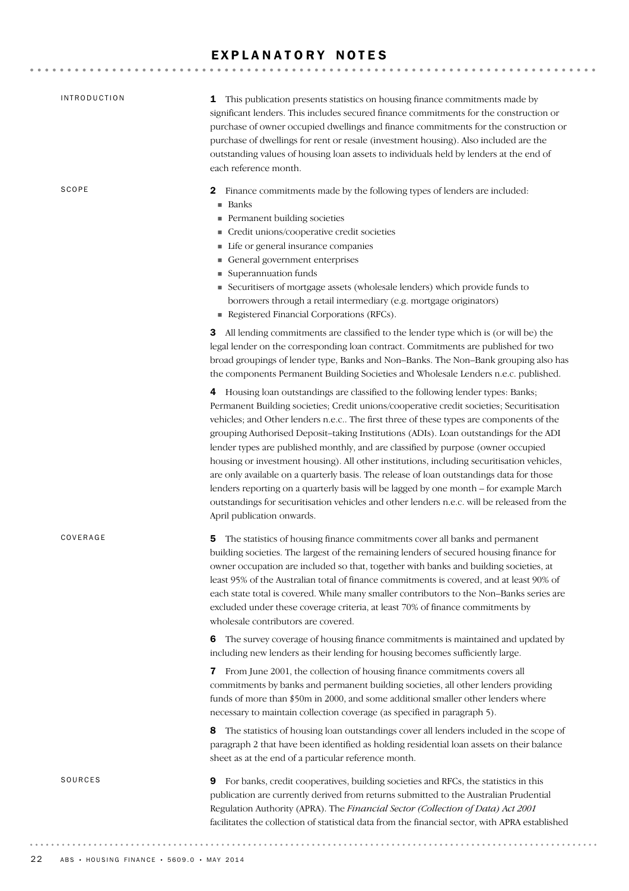# EXPLANATORY NOTES

## INTRODUCTION

**1** This publication presents statistics on housing finance commitments made by significant lenders. This includes secured finance commitments for the construction or purchase of owner occupied dwellings and finance commitments for the construction or purchase of dwellings for rent or resale (investment housing). Also included are the outstanding values of housing loan assets to individuals held by lenders at the end of each reference month.

## SCOPE

**2** Finance commitments made by the following types of lenders are included:

- Banks
- Permanent building societies
- Credit unions/cooperative credit societies
- Life or general insurance companies
- General government enterprises
- Superannuation funds
- Securitisers of mortgage assets (wholesale lenders) which provide funds to borrowers through a retail intermediary (e.g. mortgage originators)
- Registered Financial Corporations (RFCs).

**3** All lending commitments are classified to the lender type which is (or will be) the legal lender on the corresponding loan contract. Commitments are published for two broad groupings of lender type, Banks and Non–Banks. The Non–Bank grouping also has the components Permanent Building Societies and Wholesale Lenders n.e.c. published.

**4** Housing loan outstandings are classified to the following lender types: Banks; Permanent Building societies; Credit unions/cooperative credit societies; Securitisation vehicles; and Other lenders n.e.c.. The first three of these types are components of the grouping Authorised Deposit–taking Institutions (ADIs). Loan outstandings for the ADI lender types are published monthly, and are classified by purpose (owner occupied housing or investment housing). All other institutions, including securitisation vehicles, are only available on a quarterly basis. The release of loan outstandings data for those lenders reporting on a quarterly basis will be lagged by one month – for example March outstandings for securitisation vehicles and other lenders n.e.c. will be released from the April publication onwards.

## COVERAGE

**5** The statistics of housing finance commitments cover all banks and permanent building societies. The largest of the remaining lenders of secured housing finance for owner occupation are included so that, together with banks and building societies, at least 95% of the Australian total of finance commitments is covered, and at least 90% of each state total is covered. While many smaller contributors to the Non–Banks series are excluded under these coverage criteria, at least 70% of finance commitments by wholesale contributors are covered.

**6** The survey coverage of housing finance commitments is maintained and updated by including new lenders as their lending for housing becomes sufficiently large.

**7** From June 2001, the collection of housing finance commitments covers all commitments by banks and permanent building societies, all other lenders providing funds of more than $50m in 2000, and some additional smaller other lenders where necessary to maintain collection coverage (as specified in paragraph 5).

**8** The statistics of housing loan outstandings cover all lenders included in the scope of paragraph 2 that have been identified as holding residential loan assets on their balance sheet as at the end of a particular reference month.

## SOURCES

**9** For banks, credit cooperatives, building societies and RFCs, the statistics in this publication are currently derived from returns submitted to the Australian Prudential Regulation Authority (APRA). The *Financial Sector (Collection of Data) Act 2001* facilitates the collection of statistical data from the financial sector, with APRA established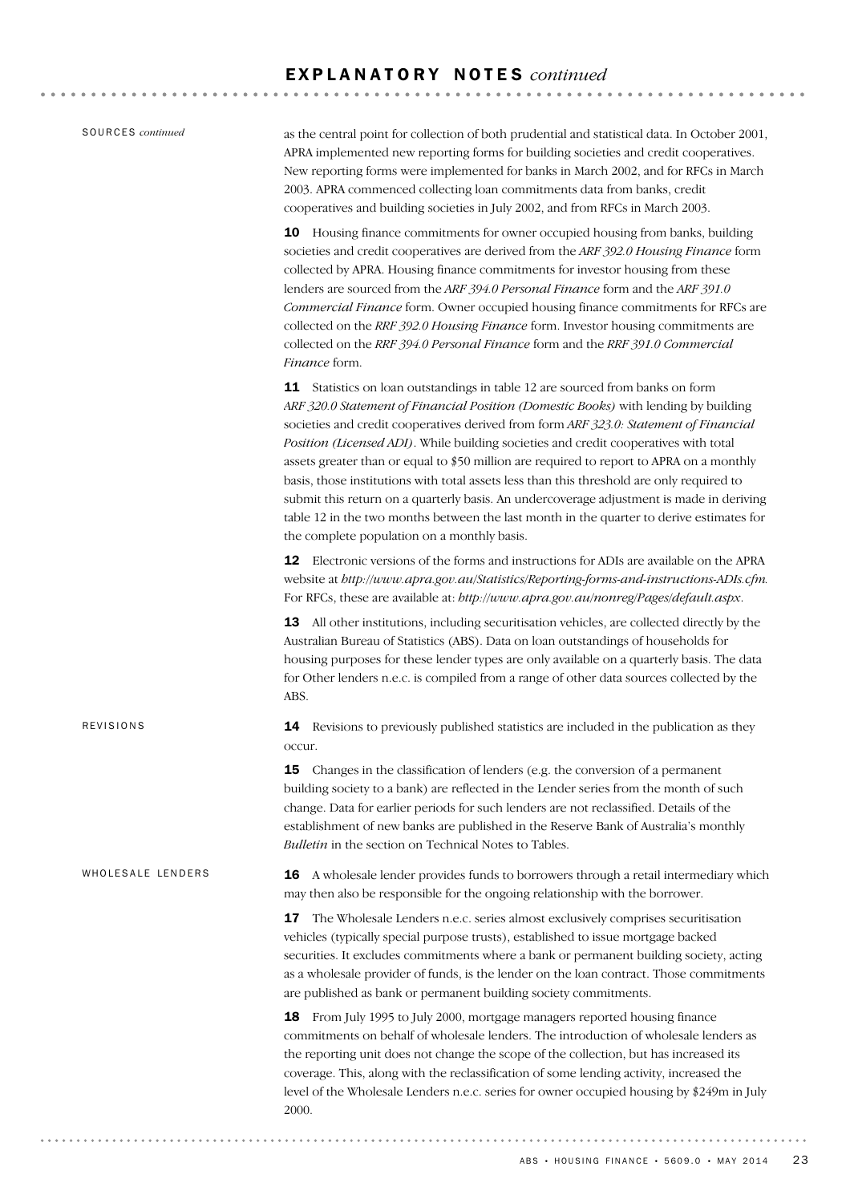## EXPLANATORY NOTES *continued*

SOURCES *continued*

as the central point for collection of both prudential and statistical data. In October 2001, APRA implemented new reporting forms for building societies and credit cooperatives. New reporting forms were implemented for banks in March 2002, and for RFCs in March 2003. APRA commenced collecting loan commitments data from banks, credit cooperatives and building societies in July 2002, and from RFCs in March 2003.

**10** Housing finance commitments for owner occupied housing from banks, building societies and credit cooperatives are derived from the *ARF 392.0 Housing Finance* form collected by APRA. Housing finance commitments for investor housing from these lenders are sourced from the *ARF 394.0 Personal Finance* form and the *ARF 391.0 Commercial Finance* form. Owner occupied housing finance commitments for RFCs are collected on the *RRF 392.0 Housing Finance* form. Investor housing commitments are collected on the *RRF 394.0 Personal Finance* form and the *RRF 391.0 Commercial Finance* form.

**11** Statistics on loan outstandings in table 12 are sourced from banks on form *ARF 320.0 Statement of Financial Position (Domestic Books)* with lending by building societies and credit cooperatives derived from form *ARF 323.0: Statement of Financial Position (Licensed ADI)*. While building societies and credit cooperatives with total assets greater than or equal to $50 million are required to report to APRA on a monthly basis, those institutions with total assets less than this threshold are only required to submit this return on a quarterly basis. An undercoverage adjustment is made in deriving table 12 in the two months between the last month in the quarter to derive estimates for the complete population on a monthly basis.

**12** Electronic versions of the forms and instructions for ADIs are available on the APRA website at *http://www.apra.gov.au/Statistics/Reporting-forms-and-instructions-ADIs.cfm*. For RFCs, these are available at: *http://www.apra.gov.au/nonreg/Pages/default.aspx*.

**13** All other institutions, including securitisation vehicles, are collected directly by the Australian Bureau of Statistics (ABS). Data on loan outstandings of households for housing purposes for these lender types are only available on a quarterly basis. The data for Other lenders n.e.c. is compiled from a range of other data sources collected by the ABS.

REVISIONS

**14** Revisions to previously published statistics are included in the publication as they occur.

**15** Changes in the classification of lenders (e.g. the conversion of a permanent building society to a bank) are reflected in the Lender series from the month of such change. Data for earlier periods for such lenders are not reclassified. Details of the establishment of new banks are published in the Reserve Bank of Australia's monthly *Bulletin* in the section on Technical Notes to Tables.

WHOLESALE LENDERS

**16** A wholesale lender provides funds to borrowers through a retail intermediary which may then also be responsible for the ongoing relationship with the borrower.

**17** The Wholesale Lenders n.e.c. series almost exclusively comprises securitisation vehicles (typically special purpose trusts), established to issue mortgage backed securities. It excludes commitments where a bank or permanent building society, acting as a wholesale provider of funds, is the lender on the loan contract. Those commitments are published as bank or permanent building society commitments.

**18** From July 1995 to July 2000, mortgage managers reported housing finance commitments on behalf of wholesale lenders. The introduction of wholesale lenders as the reporting unit does not change the scope of the collection, but has increased its coverage. This, along with the reclassification of some lending activity, increased the level of the Wholesale Lenders n.e.c. series for owner occupied housing by $249m in July 2000.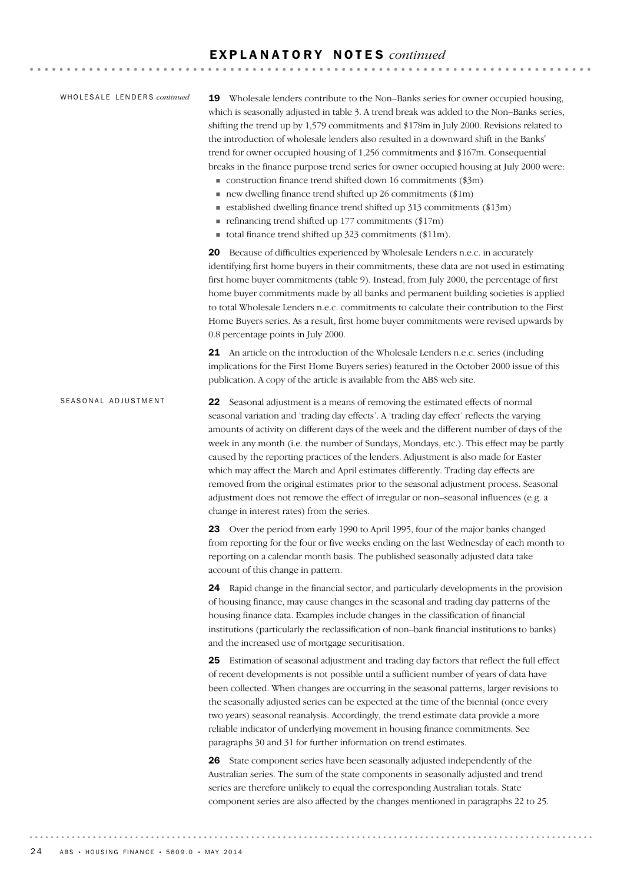## EXPLANATORY NOTES *continued*

WHOLESALE LENDERS *continued*

**19** Wholesale lenders contribute to the Non–Banks series for owner occupied housing, which is seasonally adjusted in table 3. A trend break was added to the Non–Banks series, shifting the trend up by 1,579 commitments and $178m in July 2000. Revisions related to the introduction of wholesale lenders also resulted in a downward shift in the Banks' trend for owner occupied housing of 1,256 commitments and $167m. Consequential breaks in the finance purpose trend series for owner occupied housing at July 2000 were:

- construction finance trend shifted down 16 commitments ($3m)
- new dwelling finance trend shifted up 26 commitments ($1m)
- established dwelling finance trend shifted up 313 commitments ($13m)
- refinancing trend shifted up 177 commitments ($17m)
- total finance trend shifted up 323 commitments ($11m).

**20** Because of difficulties experienced by Wholesale Lenders n.e.c. in accurately identifying first home buyers in their commitments, these data are not used in estimating first home buyer commitments (table 9). Instead, from July 2000, the percentage of first home buyer commitments made by all banks and permanent building societies is applied to total Wholesale Lenders n.e.c. commitments to calculate their contribution to the First Home Buyers series. As a result, first home buyer commitments were revised upwards by 0.8 percentage points in July 2000.

**21** An article on the introduction of the Wholesale Lenders n.e.c. series (including implications for the First Home Buyers series) featured in the October 2000 issue of this publication. A copy of the article is available from the ABS web site.

SEASONAL ADJUSTMENT

**22** Seasonal adjustment is a means of removing the estimated effects of normal seasonal variation and 'trading day effects'. A 'trading day effect' reflects the varying amounts of activity on different days of the week and the different number of days of the week in any month (i.e. the number of Sundays, Mondays, etc.). This effect may be partly caused by the reporting practices of the lenders. Adjustment is also made for Easter which may affect the March and April estimates differently. Trading day effects are removed from the original estimates prior to the seasonal adjustment process. Seasonal adjustment does not remove the effect of irregular or non–seasonal influences (e.g. a change in interest rates) from the series.

**23** Over the period from early 1990 to April 1995, four of the major banks changed from reporting for the four or five weeks ending on the last Wednesday of each month to reporting on a calendar month basis. The published seasonally adjusted data take account of this change in pattern.

**24** Rapid change in the financial sector, and particularly developments in the provision of housing finance, may cause changes in the seasonal and trading day patterns of the housing finance data. Examples include changes in the classification of financial institutions (particularly the reclassification of non–bank financial institutions to banks) and the increased use of mortgage securitisation.

**25** Estimation of seasonal adjustment and trading day factors that reflect the full effect of recent developments is not possible until a sufficient number of years of data have been collected. When changes are occurring in the seasonal patterns, larger revisions to the seasonally adjusted series can be expected at the time of the biennial (once every two years) seasonal reanalysis. Accordingly, the trend estimate data provide a more reliable indicator of underlying movement in housing finance commitments. See paragraphs 30 and 31 for further information on trend estimates.

**26** State component series have been seasonally adjusted independently of the Australian series. The sum of the state components in seasonally adjusted and trend series are therefore unlikely to equal the corresponding Australian totals. State component series are also affected by the changes mentioned in paragraphs 22 to 25.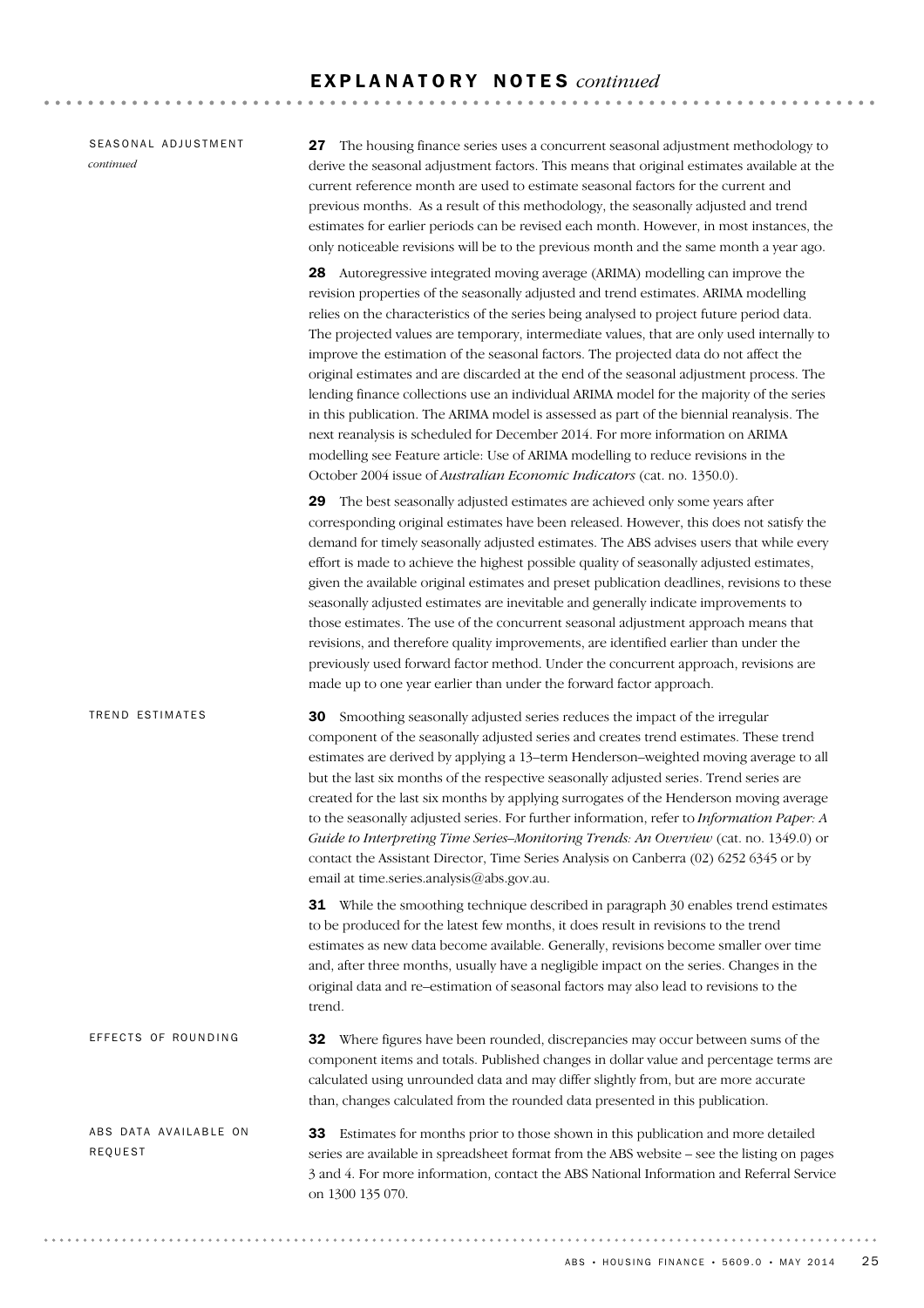# EXPLANATORY NOTES *continued*

## SEASONAL ADJUSTMENT *continued*

**27** The housing finance series uses a concurrent seasonal adjustment methodology to derive the seasonal adjustment factors. This means that original estimates available at the current reference month are used to estimate seasonal factors for the current and previous months. As a result of this methodology, the seasonally adjusted and trend estimates for earlier periods can be revised each month. However, in most instances, the only noticeable revisions will be to the previous month and the same month a year ago.

**28** Autoregressive integrated moving average (ARIMA) modelling can improve the revision properties of the seasonally adjusted and trend estimates. ARIMA modelling relies on the characteristics of the series being analysed to project future period data. The projected values are temporary, intermediate values, that are only used internally to improve the estimation of the seasonal factors. The projected data do not affect the original estimates and are discarded at the end of the seasonal adjustment process. The lending finance collections use an individual ARIMA model for the majority of the series in this publication. The ARIMA model is assessed as part of the biennial reanalysis. The next reanalysis is scheduled for December 2014. For more information on ARIMA modelling see Feature article: Use of ARIMA modelling to reduce revisions in the October 2004 issue of *Australian Economic Indicators* (cat. no. 1350.0).

**29** The best seasonally adjusted estimates are achieved only some years after corresponding original estimates have been released. However, this does not satisfy the demand for timely seasonally adjusted estimates. The ABS advises users that while every effort is made to achieve the highest possible quality of seasonally adjusted estimates, given the available original estimates and preset publication deadlines, revisions to these seasonally adjusted estimates are inevitable and generally indicate improvements to those estimates. The use of the concurrent seasonal adjustment approach means that revisions, and therefore quality improvements, are identified earlier than under the previously used forward factor method. Under the concurrent approach, revisions are made up to one year earlier than under the forward factor approach.

## TREND ESTIMATES

**30** Smoothing seasonally adjusted series reduces the impact of the irregular component of the seasonally adjusted series and creates trend estimates. These trend estimates are derived by applying a 13–term Henderson–weighted moving average to all but the last six months of the respective seasonally adjusted series. Trend series are created for the last six months by applying surrogates of the Henderson moving average to the seasonally adjusted series. For further information, refer to *Information Paper: A Guide to Interpreting Time Series–Monitoring Trends: An Overview* (cat. no. 1349.0) or contact the Assistant Director, Time Series Analysis on Canberra (02) 6252 6345 or by email at time.series.analysis@abs.gov.au.

**31** While the smoothing technique described in paragraph 30 enables trend estimates to be produced for the latest few months, it does result in revisions to the trend estimates as new data become available. Generally, revisions become smaller over time and, after three months, usually have a negligible impact on the series. Changes in the original data and re–estimation of seasonal factors may also lead to revisions to the trend.

## EFFECTS OF ROUNDING

**32** Where figures have been rounded, discrepancies may occur between sums of the component items and totals. Published changes in dollar value and percentage terms are calculated using unrounded data and may differ slightly from, but are more accurate than, changes calculated from the rounded data presented in this publication.

## ABS DATA AVAILABLE ON REQUEST

**33** Estimates for months prior to those shown in this publication and more detailed series are available in spreadsheet format from the ABS website – see the listing on pages 3 and 4. For more information, contact the ABS National Information and Referral Service on 1300 135 070.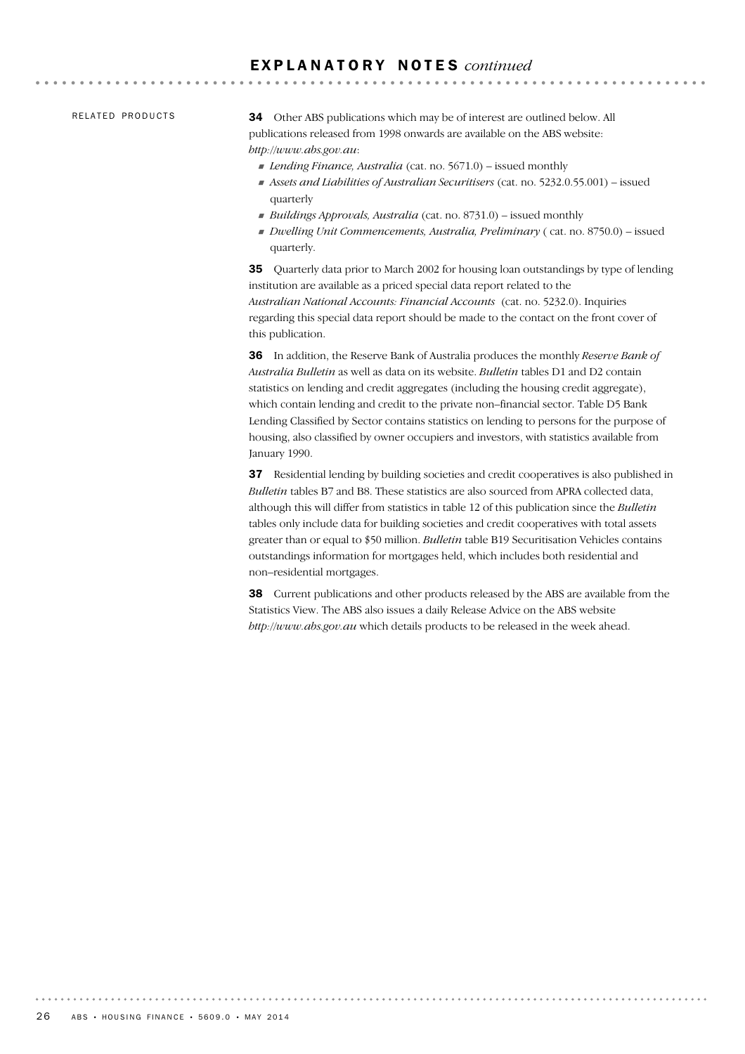## EXPLANATORY NOTES *continued*

RELATED PRODUCTS

**34** Other ABS publications which may be of interest are outlined below. All publications released from 1998 onwards are available on the ABS website: *http://www.abs.gov.au*:

- *Lending Finance, Australia* (cat. no. 5671.0) – issued monthly
- *Assets and Liabilities of Australian Securitisers* (cat. no. 5232.0.55.001) – issued quarterly
- *Buildings Approvals, Australia* (cat. no. 8731.0) – issued monthly
- *Dwelling Unit Commencements, Australia, Preliminary* ( cat. no. 8750.0) – issued quarterly.

**35** Quarterly data prior to March 2002 for housing loan outstandings by type of lending institution are available as a priced special data report related to the *Australian National Accounts: Financial Accounts* (cat. no. 5232.0). Inquiries regarding this special data report should be made to the contact on the front cover of this publication.

**36** In addition, the Reserve Bank of Australia produces the monthly *Reserve Bank of Australia Bulletin* as well as data on its website. *Bulletin* tables D1 and D2 contain statistics on lending and credit aggregates (including the housing credit aggregate), which contain lending and credit to the private non–financial sector. Table D5 Bank Lending Classified by Sector contains statistics on lending to persons for the purpose of housing, also classified by owner occupiers and investors, with statistics available from January 1990.

**37** Residential lending by building societies and credit cooperatives is also published in *Bulletin* tables B7 and B8. These statistics are also sourced from APRA collected data, although this will differ from statistics in table 12 of this publication since the *Bulletin* tables only include data for building societies and credit cooperatives with total assets greater than or equal to $50 million. *Bulletin* table B19 Securitisation Vehicles contains outstandings information for mortgages held, which includes both residential and non–residential mortgages.

**38** Current publications and other products released by the ABS are available from the Statistics View. The ABS also issues a daily Release Advice on the ABS website *http://www.abs.gov.au* which details products to be released in the week ahead.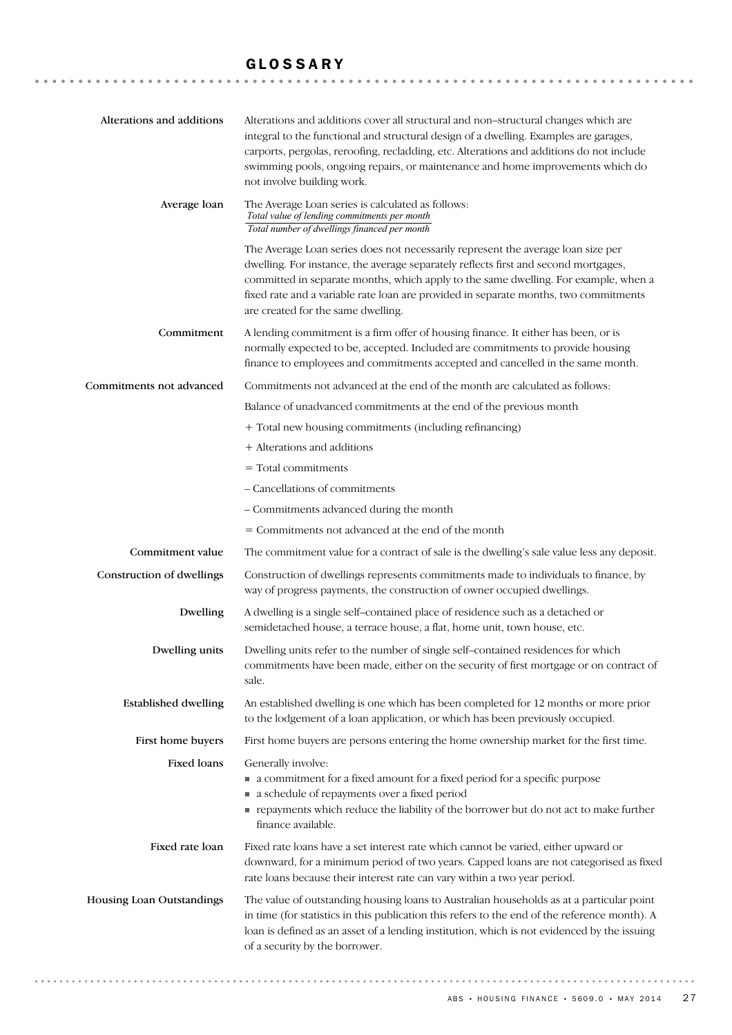# GLOSSARY

**Alterations and additions**

Alterations and additions cover all structural and non–structural changes which are integral to the functional and structural design of a dwelling. Examples are garages, carports, pergolas, reroofing, recladding, etc. Alterations and additions do not include swimming pools, ongoing repairs, or maintenance and home improvements which do not involve building work.

**Average loan**

The Average Loan series is calculated as follows:

$$\frac{\textit{Total value of lending commitments per month}}{\textit{Total number of dwellings financed per month}}$$

The Average Loan series does not necessarily represent the average loan size per dwelling. For instance, the average separately reflects first and second mortgages, committed in separate months, which apply to the same dwelling. For example, when a fixed rate and a variable rate loan are provided in separate months, two commitments are created for the same dwelling.

**Commitment**

A lending commitment is a firm offer of housing finance. It either has been, or is normally expected to be, accepted. Included are commitments to provide housing finance to employees and commitments accepted and cancelled in the same month.

**Commitments not advanced**

Commitments not advanced at the end of the month are calculated as follows:

Balance of unadvanced commitments at the end of the previous month

+ Total new housing commitments (including refinancing)

+ Alterations and additions

= Total commitments

– Cancellations of commitments

– Commitments advanced during the month

= Commitments not advanced at the end of the month

**Commitment value**

The commitment value for a contract of sale is the dwelling's sale value less any deposit.

**Construction of dwellings**

Construction of dwellings represents commitments made to individuals to finance, by way of progress payments, the construction of owner occupied dwellings.

**Dwelling**

A dwelling is a single self–contained place of residence such as a detached or semidetached house, a terrace house, a flat, home unit, town house, etc.

**Dwelling units**

Dwelling units refer to the number of single self–contained residences for which commitments have been made, either on the security of first mortgage or on contract of sale.

**Established dwelling**

An established dwelling is one which has been completed for 12 months or more prior to the lodgement of a loan application, or which has been previously occupied.

**First home buyers**

First home buyers are persons entering the home ownership market for the first time.

**Fixed loans**

Generally involve:

- a commitment for a fixed amount for a fixed period for a specific purpose
- a schedule of repayments over a fixed period
- repayments which reduce the liability of the borrower but do not act to make further finance available.

**Fixed rate loan**

Fixed rate loans have a set interest rate which cannot be varied, either upward or downward, for a minimum period of two years. Capped loans are not categorised as fixed rate loans because their interest rate can vary within a two year period.

**Housing Loan Outstandings**

The value of outstanding housing loans to Australian households as at a particular point in time (for statistics in this publication this refers to the end of the reference month). A loan is defined as an asset of a lending institution, which is not evidenced by the issuing of a security by the borrower.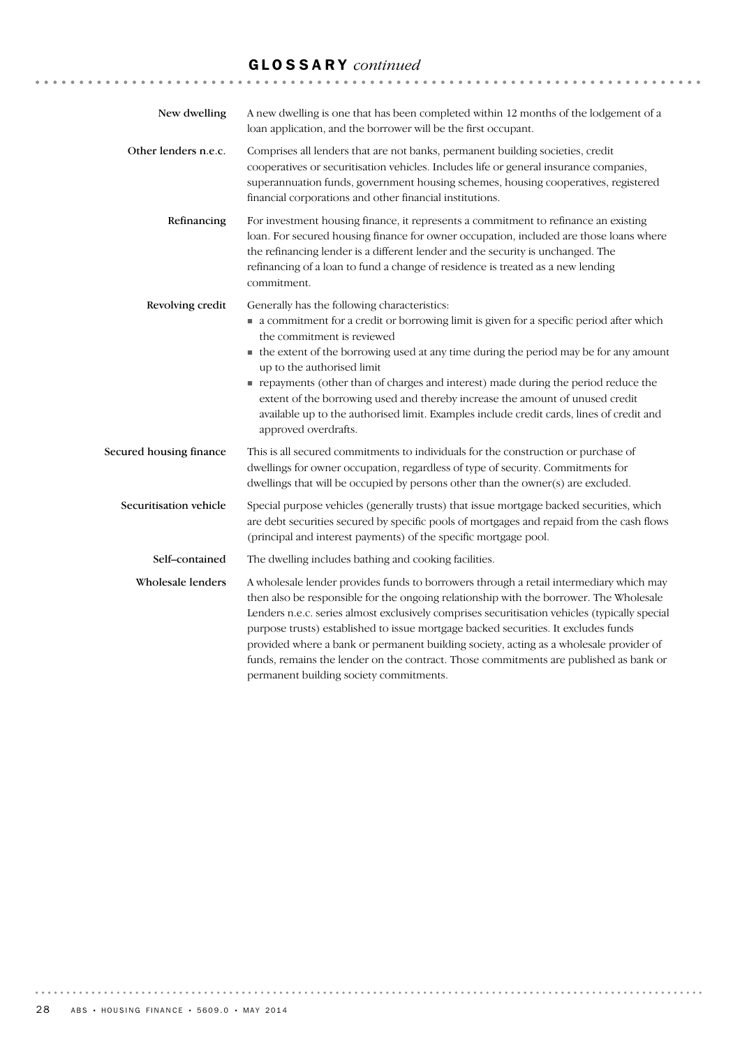## GLOSSARY *continued*

**New dwelling**

A new dwelling is one that has been completed within 12 months of the lodgement of a loan application, and the borrower will be the first occupant.

**Other lenders n.e.c.**

Comprises all lenders that are not banks, permanent building societies, credit cooperatives or securitisation vehicles. Includes life or general insurance companies, superannuation funds, government housing schemes, housing cooperatives, registered financial corporations and other financial institutions.

**Refinancing**

For investment housing finance, it represents a commitment to refinance an existing loan. For secured housing finance for owner occupation, included are those loans where the refinancing lender is a different lender and the security is unchanged. The refinancing of a loan to fund a change of residence is treated as a new lending commitment.

**Revolving credit**

Generally has the following characteristics:

- a commitment for a credit or borrowing limit is given for a specific period after which the commitment is reviewed
- the extent of the borrowing used at any time during the period may be for any amount up to the authorised limit
- repayments (other than of charges and interest) made during the period reduce the extent of the borrowing used and thereby increase the amount of unused credit available up to the authorised limit. Examples include credit cards, lines of credit and approved overdrafts.

**Secured housing finance**

This is all secured commitments to individuals for the construction or purchase of dwellings for owner occupation, regardless of type of security. Commitments for dwellings that will be occupied by persons other than the owner(s) are excluded.

**Securitisation vehicle**

Special purpose vehicles (generally trusts) that issue mortgage backed securities, which are debt securities secured by specific pools of mortgages and repaid from the cash flows (principal and interest payments) of the specific mortgage pool.

**Self–contained**

The dwelling includes bathing and cooking facilities.

**Wholesale lenders**

A wholesale lender provides funds to borrowers through a retail intermediary which may then also be responsible for the ongoing relationship with the borrower. The Wholesale Lenders n.e.c. series almost exclusively comprises securitisation vehicles (typically special purpose trusts) established to issue mortgage backed securities. It excludes funds provided where a bank or permanent building society, acting as a wholesale provider of funds, remains the lender on the contract. Those commitments are published as bank or permanent building society commitments.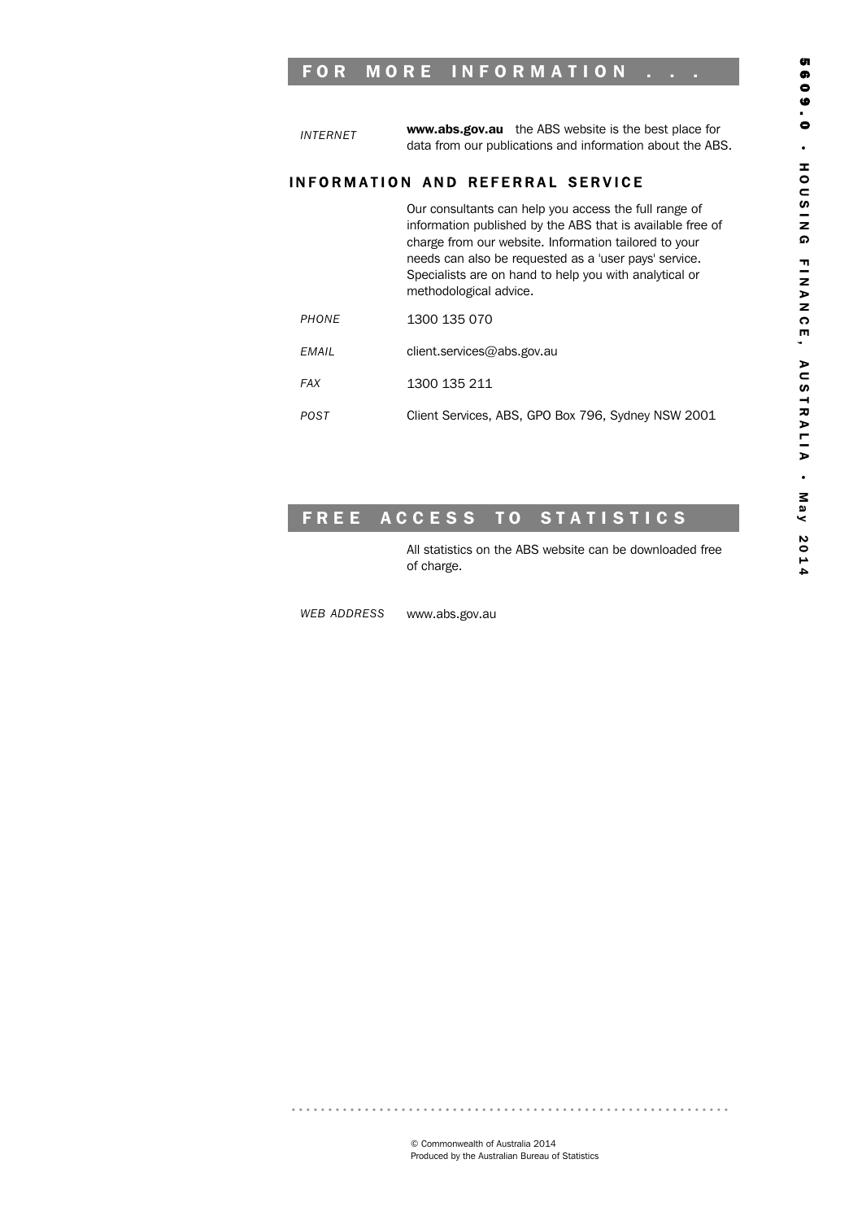## FOR MORE INFORMATION . . .

*INTERNET* **www.abs.gov.au** the ABS website is the best place for data from our publications and information about the ABS.

### INFORMATION AND REFERRAL SERVICE

Our consultants can help you access the full range of information published by the ABS that is available free of charge from our website. Information tailored to your needs can also be requested as a 'user pays' service. Specialists are on hand to help you with analytical or methodological advice.

*PHONE* 1300 135 070

*EMAIL* client.services@abs.gov.au

*FAX* 1300 135 211

*POST* Client Services, ABS, GPO Box 796, Sydney NSW 2001

## FREE ACCESS TO STATISTICS

All statistics on the ABS website can be downloaded free of charge.

*WEB ADDRESS* www.abs.gov.au

© Commonwealth of Australia 2014
Produced by the Australian Bureau of Statistics